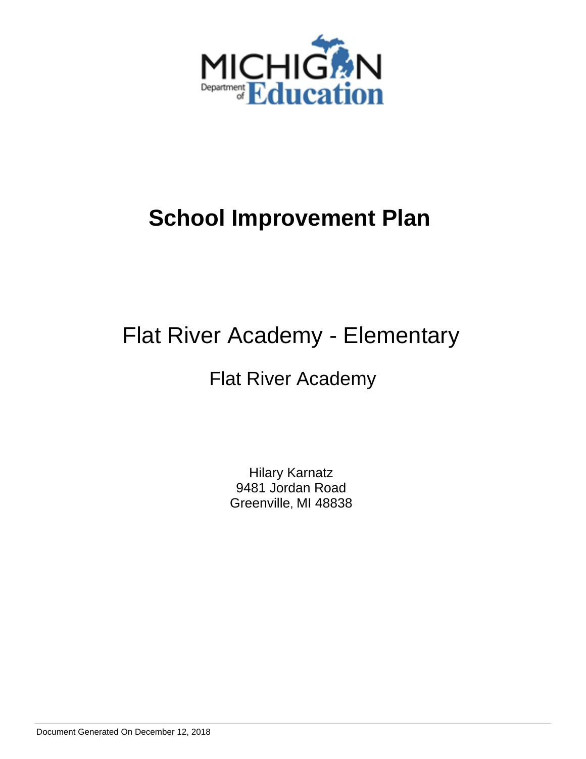# School Improvement Plan

## Flat River Academy - Elementary

### Flat River Academy

Hilary Karnatz
9481 Jordan Road
Greenville, MI 48838

Document Generated On December 12, 2018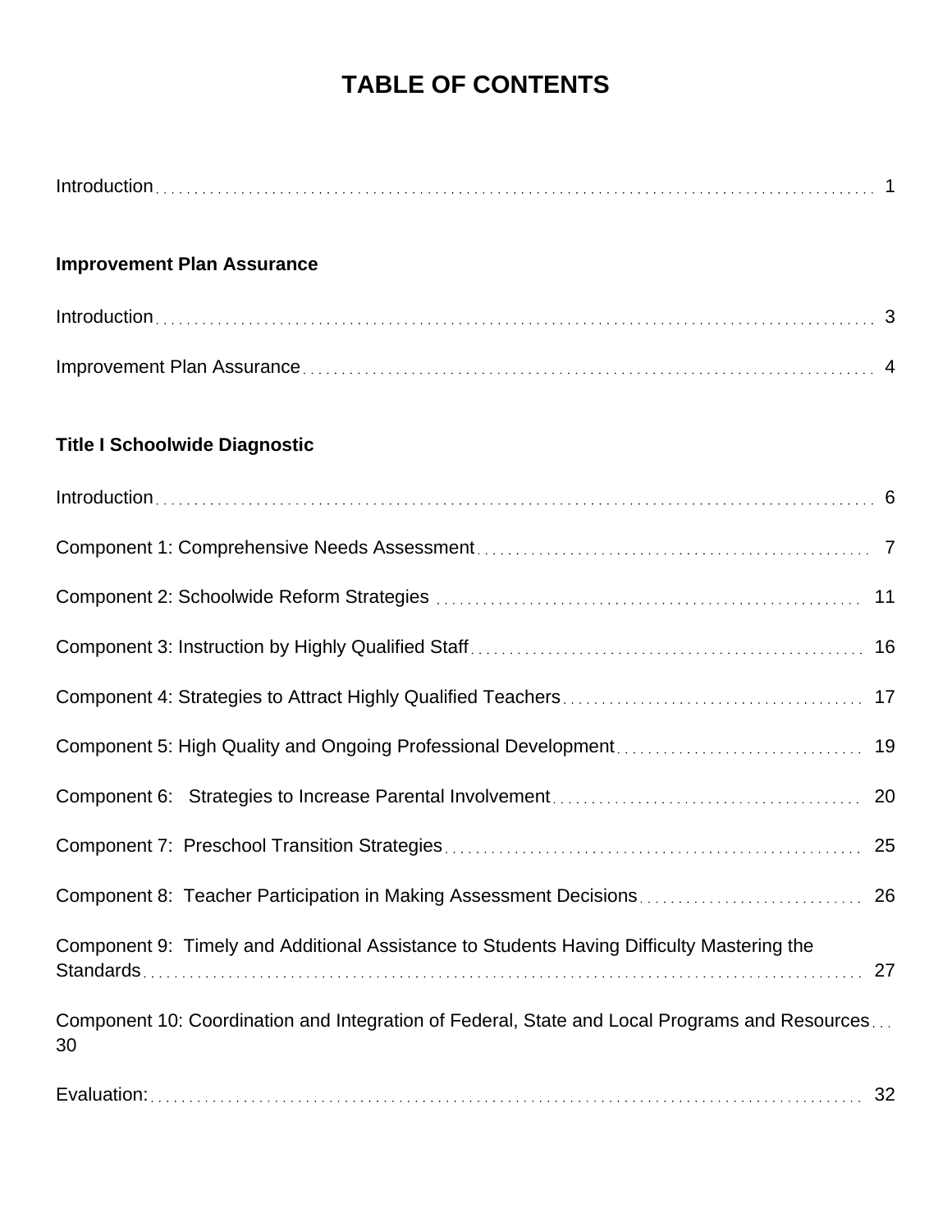# TABLE OF CONTENTS

Introduction ........ 1

**Improvement Plan Assurance**

Introduction ........ 3

Improvement Plan Assurance ........ 4

**Title I Schoolwide Diagnostic**

Introduction ........ 6

Component 1: Comprehensive Needs Assessment ........ 7

Component 2: Schoolwide Reform Strategies ........ 11

Component 3: Instruction by Highly Qualified Staff ........ 16

Component 4: Strategies to Attract Highly Qualified Teachers ........ 17

Component 5: High Quality and Ongoing Professional Development ........ 19

Component 6: Strategies to Increase Parental Involvement ........ 20

Component 7: Preschool Transition Strategies ........ 25

Component 8: Teacher Participation in Making Assessment Decisions ........ 26

Component 9: Timely and Additional Assistance to Students Having Difficulty Mastering the Standards ........ 27

Component 10: Coordination and Integration of Federal, State and Local Programs and Resources ........ 30

Evaluation: ........ 32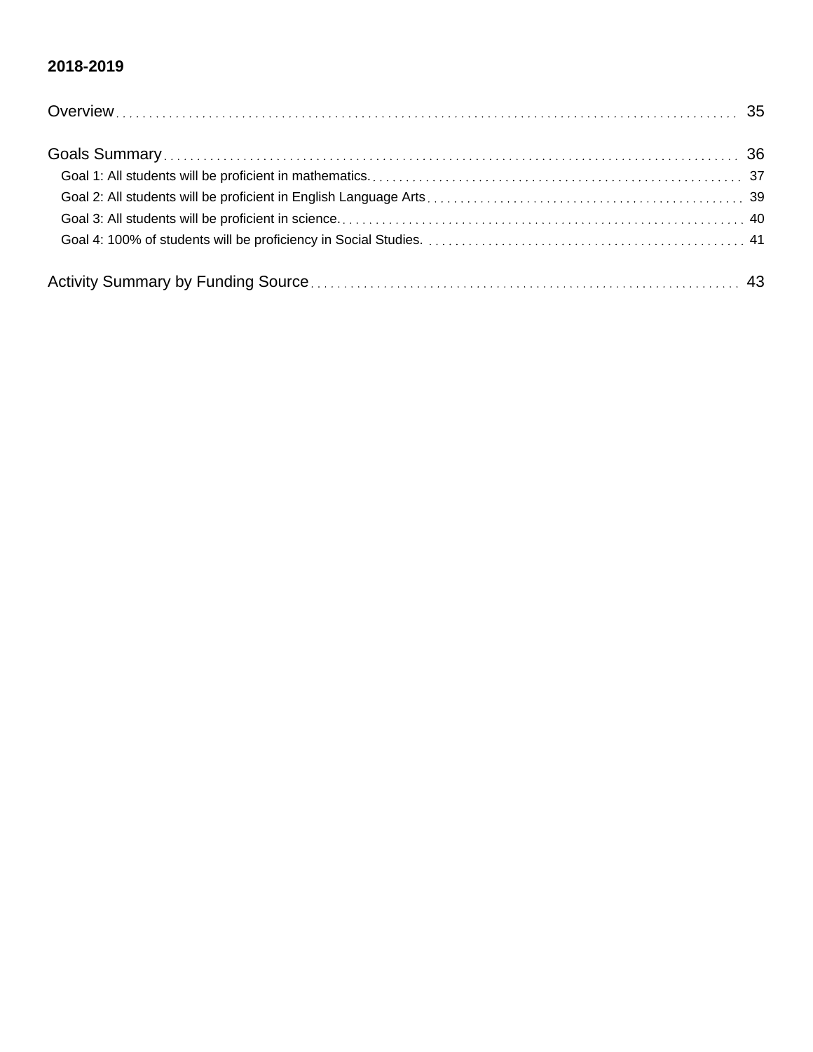**2018-2019**

Overview . . . . . . . . . . . . . . . . . . . . . . . . . . . . . . . . . . . . . . . . . . . . . . . . . . . . . . . . . . . . . . . . . . 35

Goals Summary . . . . . . . . . . . . . . . . . . . . . . . . . . . . . . . . . . . . . . . . . . . . . . . . . . . . . . . . . . . . . . . 36

- Goal 1: All students will be proficient in mathematics. . . . . . . . . . . . . . . . . . . . . . . . . . . . . . . . . . . . . . 37
- Goal 2: All students will be proficient in English Language Arts . . . . . . . . . . . . . . . . . . . . . . . . . . . . . . . 39
- Goal 3: All students will be proficient in science. . . . . . . . . . . . . . . . . . . . . . . . . . . . . . . . . . . . . . . . . 40
- Goal 4: 100% of students will be proficiency in Social Studies. . . . . . . . . . . . . . . . . . . . . . . . . . . . . . . . 41

Activity Summary by Funding Source . . . . . . . . . . . . . . . . . . . . . . . . . . . . . . . . . . . . . . . . . . . . . . . . 43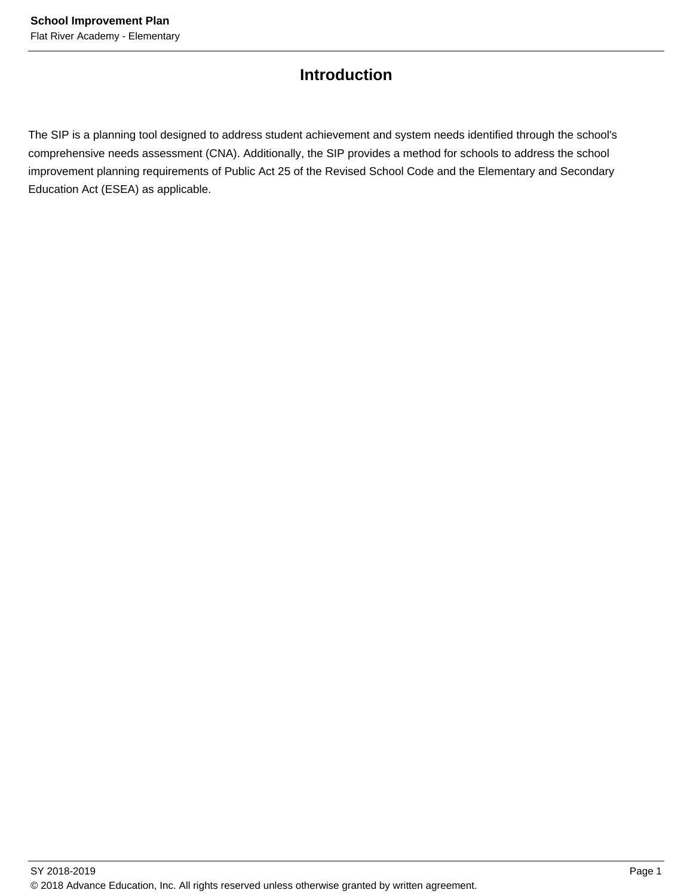# Introduction

The SIP is a planning tool designed to address student achievement and system needs identified through the school's comprehensive needs assessment (CNA). Additionally, the SIP provides a method for schools to address the school improvement planning requirements of Public Act 25 of the Revised School Code and the Elementary and Secondary Education Act (ESEA) as applicable.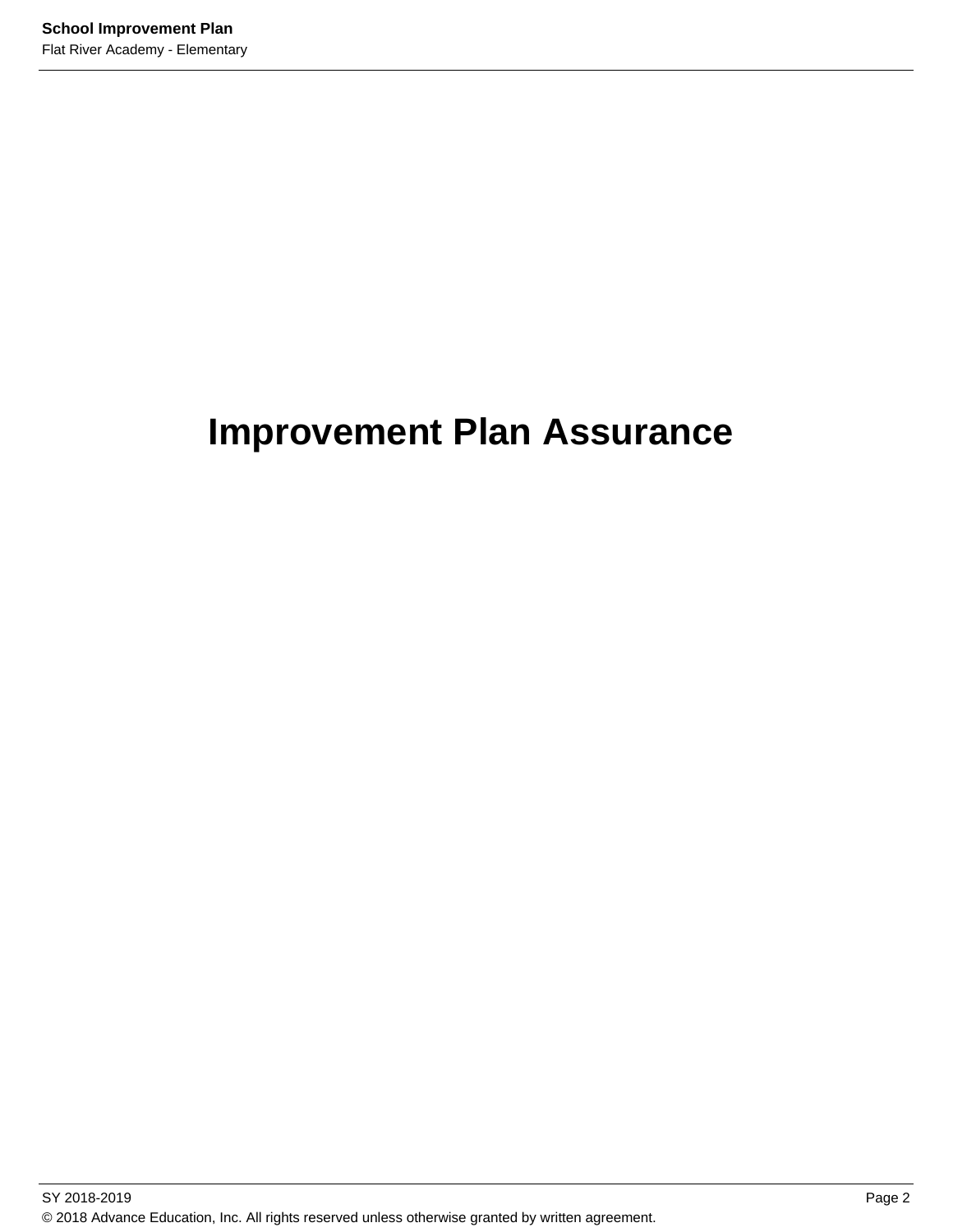# Improvement Plan Assurance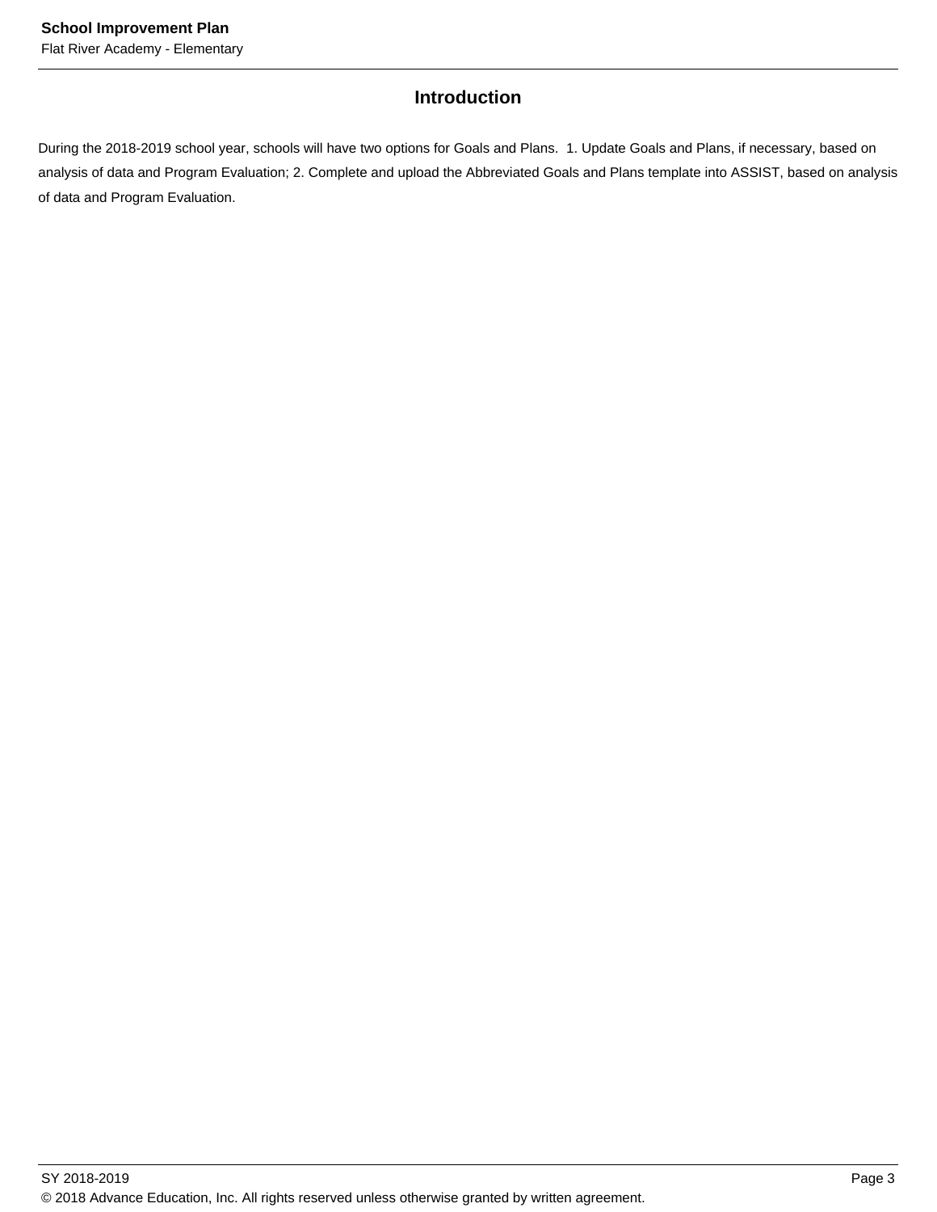## Introduction

During the 2018-2019 school year, schools will have two options for Goals and Plans.  1. Update Goals and Plans, if necessary, based on analysis of data and Program Evaluation; 2. Complete and upload the Abbreviated Goals and Plans template into ASSIST, based on analysis of data and Program Evaluation.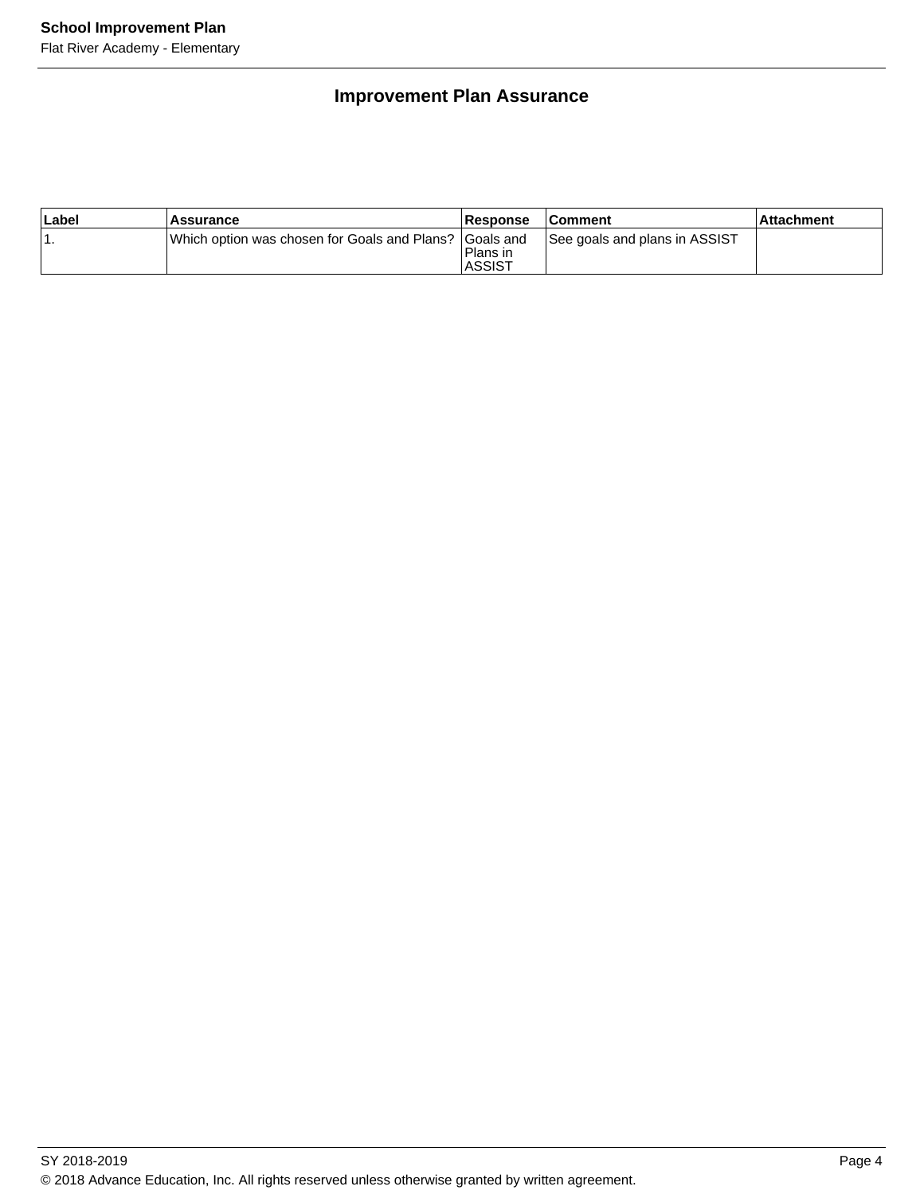## Improvement Plan Assurance

| Label | Assurance | Response | Comment | Attachment |
|---|---|---|---|---|
| 1. | Which option was chosen for Goals and Plans? | Goals and Plans in ASSIST | See goals and plans in ASSIST | |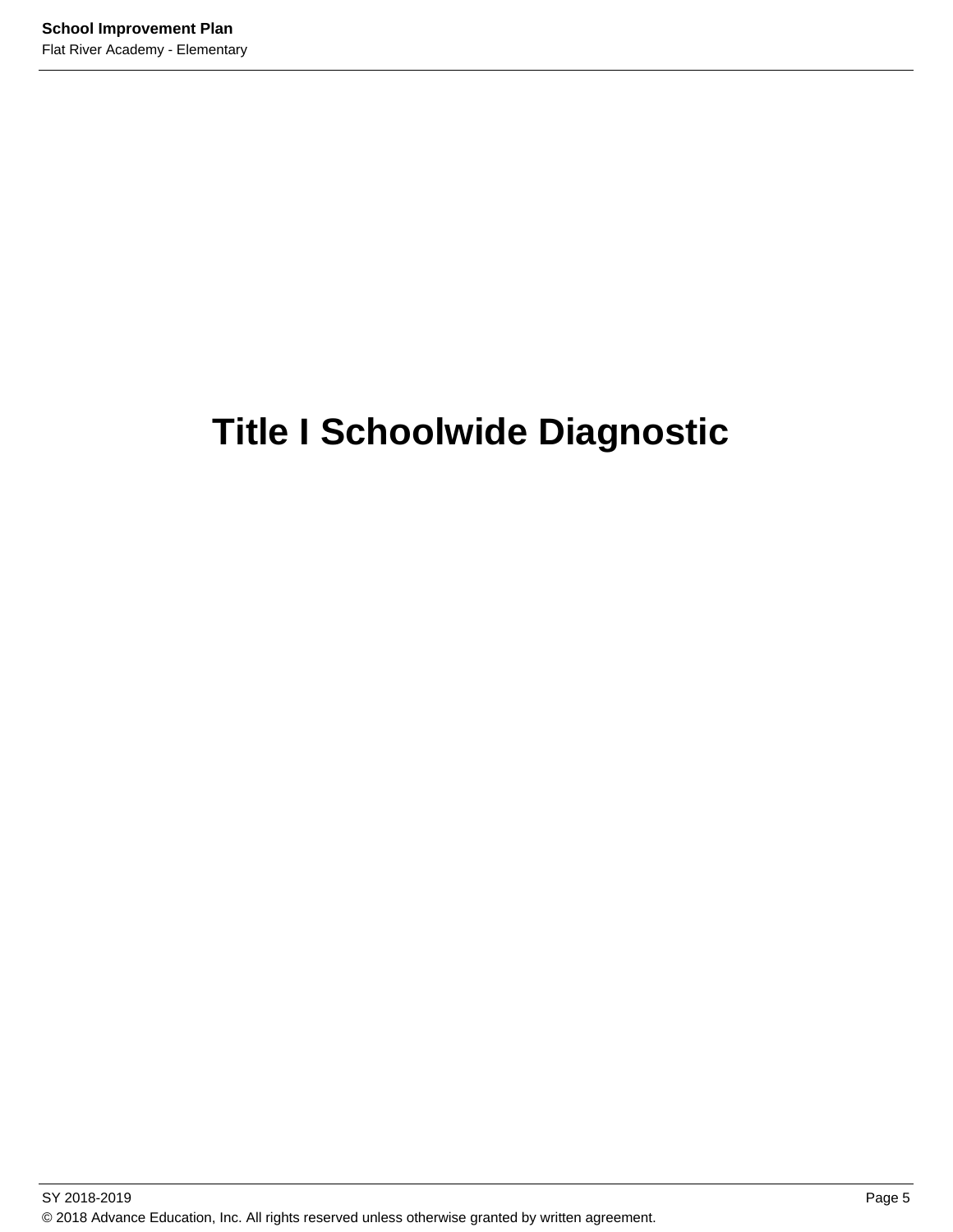# Title I Schoolwide Diagnostic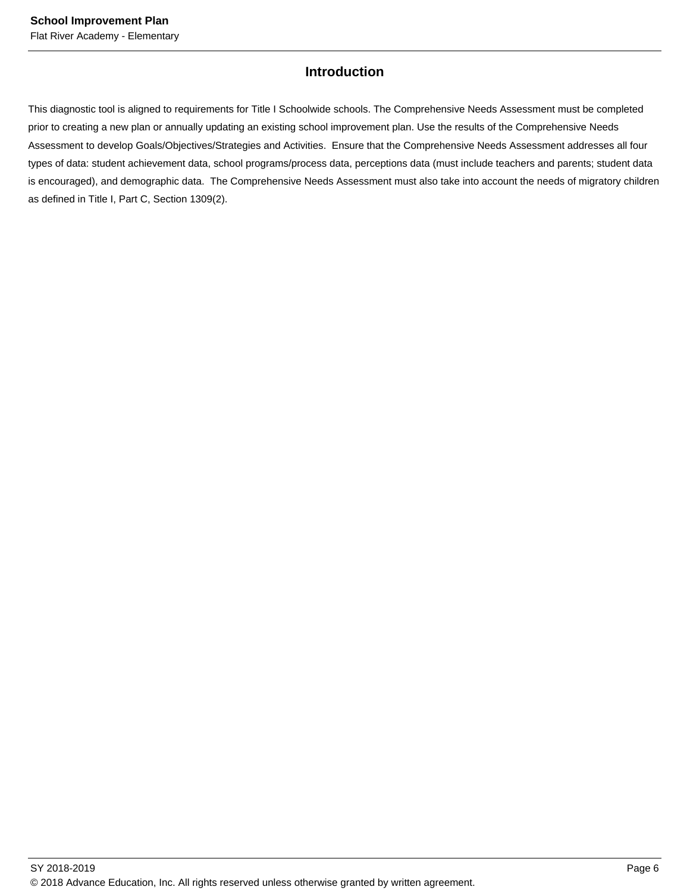## Introduction

This diagnostic tool is aligned to requirements for Title I Schoolwide schools. The Comprehensive Needs Assessment must be completed prior to creating a new plan or annually updating an existing school improvement plan. Use the results of the Comprehensive Needs Assessment to develop Goals/Objectives/Strategies and Activities. Ensure that the Comprehensive Needs Assessment addresses all four types of data: student achievement data, school programs/process data, perceptions data (must include teachers and parents; student data is encouraged), and demographic data. The Comprehensive Needs Assessment must also take into account the needs of migratory children as defined in Title I, Part C, Section 1309(2).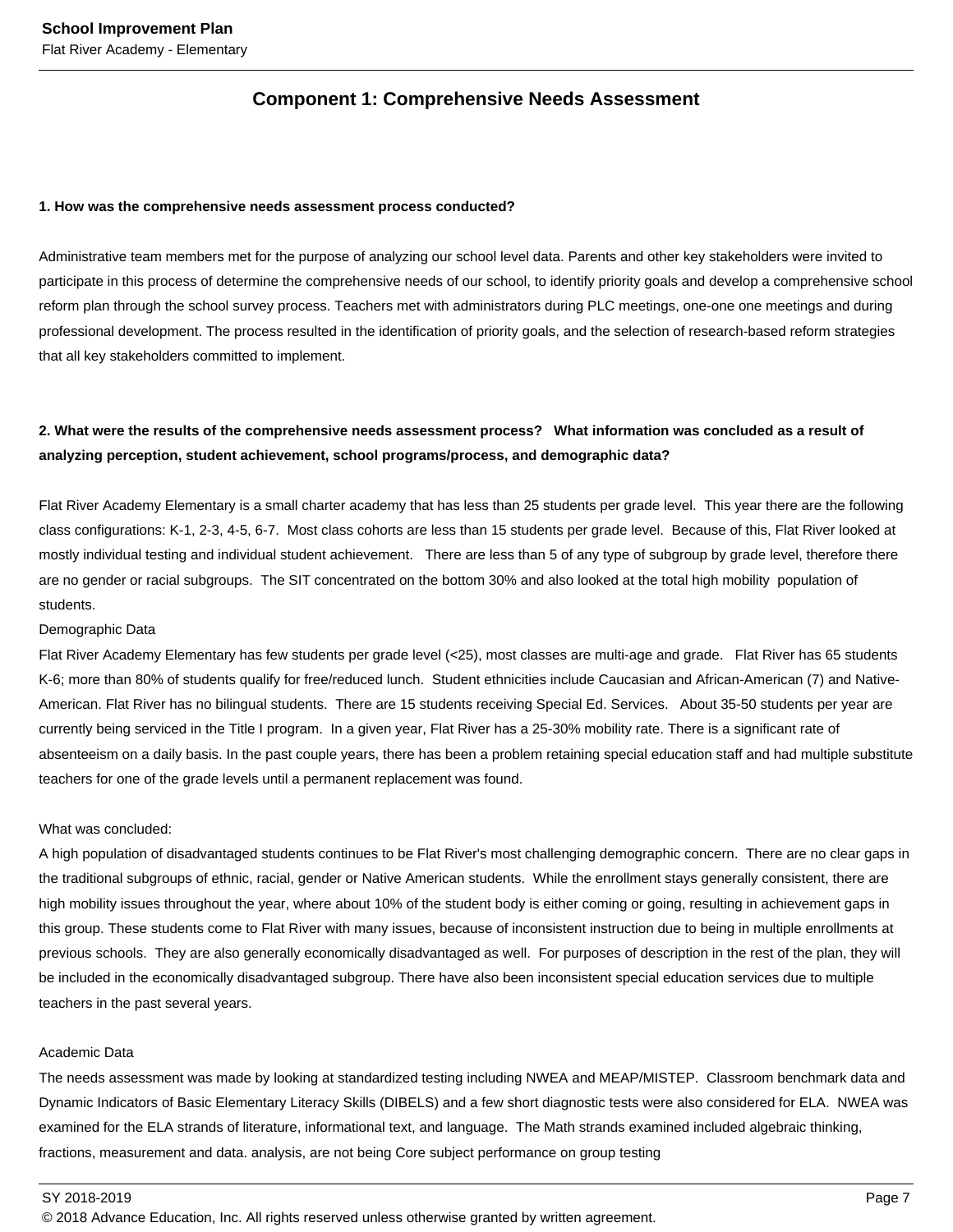## Component 1: Comprehensive Needs Assessment

**1. How was the comprehensive needs assessment process conducted?**

Administrative team members met for the purpose of analyzing our school level data. Parents and other key stakeholders were invited to participate in this process of determine the comprehensive needs of our school, to identify priority goals and develop a comprehensive school reform plan through the school survey process. Teachers met with administrators during PLC meetings, one-one one meetings and during professional development. The process resulted in the identification of priority goals, and the selection of research-based reform strategies that all key stakeholders committed to implement.

**2. What were the results of the comprehensive needs assessment process? What information was concluded as a result of analyzing perception, student achievement, school programs/process, and demographic data?**

Flat River Academy Elementary is a small charter academy that has less than 25 students per grade level. This year there are the following class configurations: K-1, 2-3, 4-5, 6-7. Most class cohorts are less than 15 students per grade level. Because of this, Flat River looked at mostly individual testing and individual student achievement. There are less than 5 of any type of subgroup by grade level, therefore there are no gender or racial subgroups. The SIT concentrated on the bottom 30% and also looked at the total high mobility population of students.

Demographic Data

Flat River Academy Elementary has few students per grade level (<25), most classes are multi-age and grade. Flat River has 65 students K-6; more than 80% of students qualify for free/reduced lunch. Student ethnicities include Caucasian and African-American (7) and Native-American. Flat River has no bilingual students. There are 15 students receiving Special Ed. Services. About 35-50 students per year are currently being serviced in the Title I program. In a given year, Flat River has a 25-30% mobility rate. There is a significant rate of absenteeism on a daily basis. In the past couple years, there has been a problem retaining special education staff and had multiple substitute teachers for one of the grade levels until a permanent replacement was found.

What was concluded:

A high population of disadvantaged students continues to be Flat River's most challenging demographic concern. There are no clear gaps in the traditional subgroups of ethnic, racial, gender or Native American students. While the enrollment stays generally consistent, there are high mobility issues throughout the year, where about 10% of the student body is either coming or going, resulting in achievement gaps in this group. These students come to Flat River with many issues, because of inconsistent instruction due to being in multiple enrollments at previous schools. They are also generally economically disadvantaged as well. For purposes of description in the rest of the plan, they will be included in the economically disadvantaged subgroup. There have also been inconsistent special education services due to multiple teachers in the past several years.

Academic Data

The needs assessment was made by looking at standardized testing including NWEA and MEAP/MISTEP. Classroom benchmark data and Dynamic Indicators of Basic Elementary Literacy Skills (DIBELS) and a few short diagnostic tests were also considered for ELA. NWEA was examined for the ELA strands of literature, informational text, and language. The Math strands examined included algebraic thinking, fractions, measurement and data. analysis, are not being Core subject performance on group testing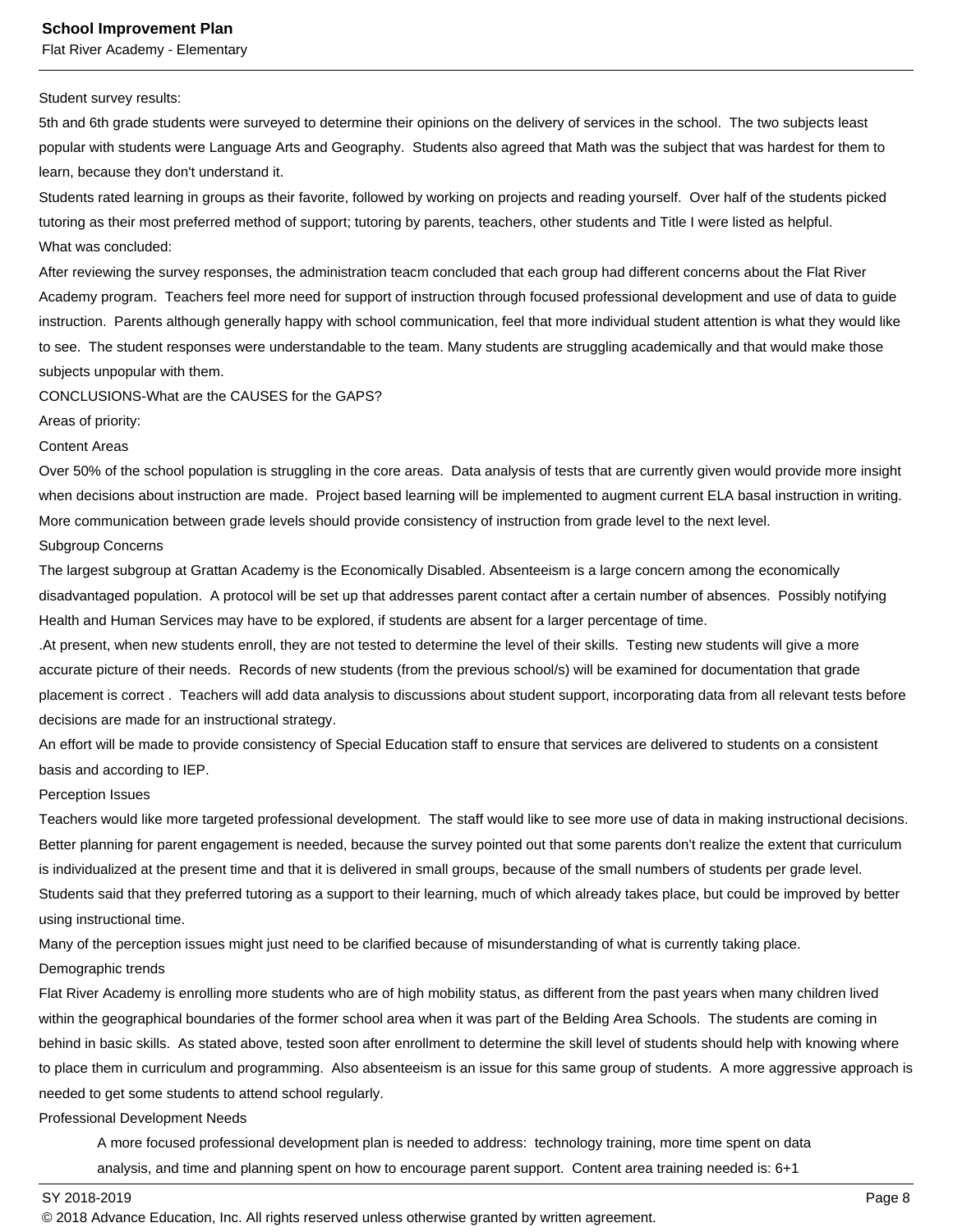Student survey results:

5th and 6th grade students were surveyed to determine their opinions on the delivery of services in the school. The two subjects least popular with students were Language Arts and Geography. Students also agreed that Math was the subject that was hardest for them to learn, because they don't understand it.

Students rated learning in groups as their favorite, followed by working on projects and reading yourself. Over half of the students picked tutoring as their most preferred method of support; tutoring by parents, teachers, other students and Title I were listed as helpful.

What was concluded:

After reviewing the survey responses, the administration teacm concluded that each group had different concerns about the Flat River Academy program. Teachers feel more need for support of instruction through focused professional development and use of data to guide instruction. Parents although generally happy with school communication, feel that more individual student attention is what they would like to see. The student responses were understandable to the team. Many students are struggling academically and that would make those subjects unpopular with them.

CONCLUSIONS-What are the CAUSES for the GAPS?

Areas of priority:

Content Areas

Over 50% of the school population is struggling in the core areas. Data analysis of tests that are currently given would provide more insight when decisions about instruction are made. Project based learning will be implemented to augment current ELA basal instruction in writing. More communication between grade levels should provide consistency of instruction from grade level to the next level.

Subgroup Concerns

The largest subgroup at Grattan Academy is the Economically Disabled. Absenteeism is a large concern among the economically disadvantaged population. A protocol will be set up that addresses parent contact after a certain number of absences. Possibly notifying Health and Human Services may have to be explored, if students are absent for a larger percentage of time.

.At present, when new students enroll, they are not tested to determine the level of their skills. Testing new students will give a more accurate picture of their needs. Records of new students (from the previous school/s) will be examined for documentation that grade placement is correct . Teachers will add data analysis to discussions about student support, incorporating data from all relevant tests before decisions are made for an instructional strategy.

An effort will be made to provide consistency of Special Education staff to ensure that services are delivered to students on a consistent basis and according to IEP.

Perception Issues

Teachers would like more targeted professional development. The staff would like to see more use of data in making instructional decisions. Better planning for parent engagement is needed, because the survey pointed out that some parents don't realize the extent that curriculum is individualized at the present time and that it is delivered in small groups, because of the small numbers of students per grade level. Students said that they preferred tutoring as a support to their learning, much of which already takes place, but could be improved by better using instructional time.

Many of the perception issues might just need to be clarified because of misunderstanding of what is currently taking place.

Demographic trends

Flat River Academy is enrolling more students who are of high mobility status, as different from the past years when many children lived within the geographical boundaries of the former school area when it was part of the Belding Area Schools. The students are coming in behind in basic skills. As stated above, tested soon after enrollment to determine the skill level of students should help with knowing where to place them in curriculum and programming. Also absenteeism is an issue for this same group of students. A more aggressive approach is needed to get some students to attend school regularly.

Professional Development Needs

> A more focused professional development plan is needed to address: technology training, more time spent on data analysis, and time and planning spent on how to encourage parent support. Content area training needed is: 6+1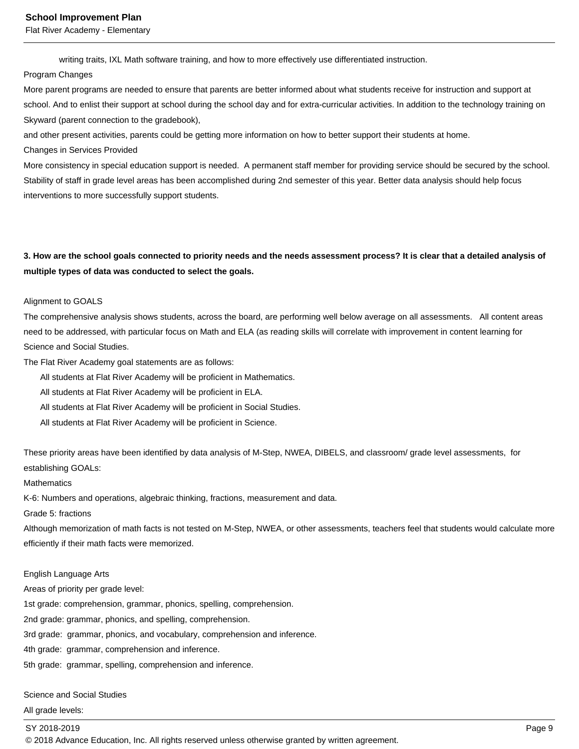writing traits, IXL Math software training, and how to more effectively use differentiated instruction.

Program Changes

More parent programs are needed to ensure that parents are better informed about what students receive for instruction and support at school. And to enlist their support at school during the school day and for extra-curricular activities. In addition to the technology training on Skyward (parent connection to the gradebook),

and other present activities, parents could be getting more information on how to better support their students at home.

Changes in Services Provided

More consistency in special education support is needed. A permanent staff member for providing service should be secured by the school. Stability of staff in grade level areas has been accomplished during 2nd semester of this year. Better data analysis should help focus interventions to more successfully support students.

**3. How are the school goals connected to priority needs and the needs assessment process? It is clear that a detailed analysis of multiple types of data was conducted to select the goals.**

Alignment to GOALS

The comprehensive analysis shows students, across the board, are performing well below average on all assessments. All content areas need to be addressed, with particular focus on Math and ELA (as reading skills will correlate with improvement in content learning for Science and Social Studies.

The Flat River Academy goal statements are as follows:

All students at Flat River Academy will be proficient in Mathematics.
All students at Flat River Academy will be proficient in ELA.
All students at Flat River Academy will be proficient in Social Studies.
All students at Flat River Academy will be proficient in Science.

These priority areas have been identified by data analysis of M-Step, NWEA, DIBELS, and classroom/ grade level assessments, for establishing GOALs:

Mathematics

K-6: Numbers and operations, algebraic thinking, fractions, measurement and data.

Grade 5: fractions

Although memorization of math facts is not tested on M-Step, NWEA, or other assessments, teachers feel that students would calculate more efficiently if their math facts were memorized.

English Language Arts

Areas of priority per grade level:

1st grade: comprehension, grammar, phonics, spelling, comprehension.

2nd grade: grammar, phonics, and spelling, comprehension.

3rd grade: grammar, phonics, and vocabulary, comprehension and inference.

4th grade: grammar, comprehension and inference.

5th grade: grammar, spelling, comprehension and inference.

Science and Social Studies

All grade levels: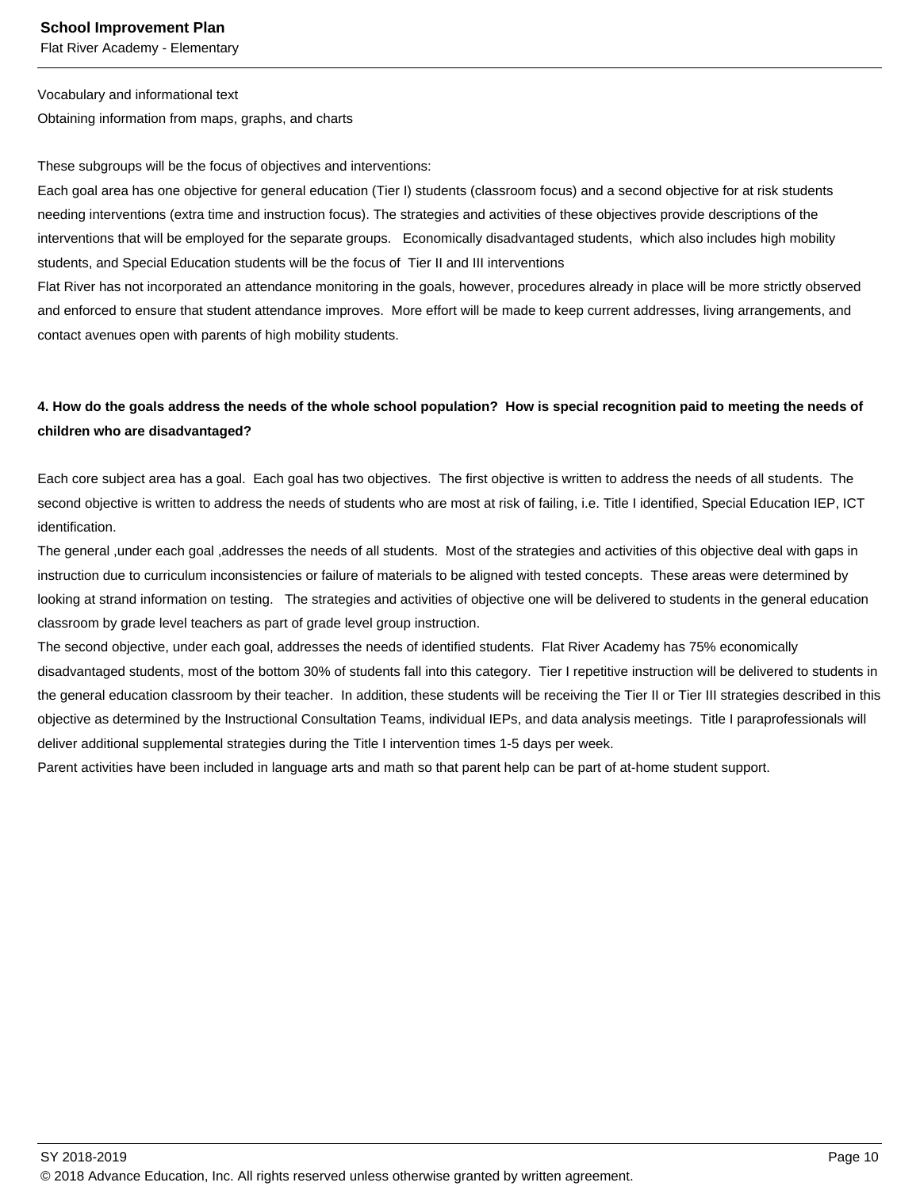Vocabulary and informational text
Obtaining information from maps, graphs, and charts

These subgroups will be the focus of objectives and interventions:
Each goal area has one objective for general education (Tier I) students (classroom focus) and a second objective for at risk students needing interventions (extra time and instruction focus). The strategies and activities of these objectives provide descriptions of the interventions that will be employed for the separate groups.   Economically disadvantaged students,  which also includes high mobility students, and Special Education students will be the focus of  Tier II and III interventions
Flat River has not incorporated an attendance monitoring in the goals, however, procedures already in place will be more strictly observed and enforced to ensure that student attendance improves.  More effort will be made to keep current addresses, living arrangements, and contact avenues open with parents of high mobility students.

**4. How do the goals address the needs of the whole school population?  How is special recognition paid to meeting the needs of children who are disadvantaged?**

Each core subject area has a goal.  Each goal has two objectives.  The first objective is written to address the needs of all students.  The second objective is written to address the needs of students who are most at risk of failing, i.e. Title I identified, Special Education IEP, ICT identification.
The general ,under each goal ,addresses the needs of all students.  Most of the strategies and activities of this objective deal with gaps in instruction due to curriculum inconsistencies or failure of materials to be aligned with tested concepts.  These areas were determined by looking at strand information on testing.   The strategies and activities of objective one will be delivered to students in the general education classroom by grade level teachers as part of grade level group instruction.
The second objective, under each goal, addresses the needs of identified students.  Flat River Academy has 75% economically disadvantaged students, most of the bottom 30% of students fall into this category.  Tier I repetitive instruction will be delivered to students in the general education classroom by their teacher.  In addition, these students will be receiving the Tier II or Tier III strategies described in this objective as determined by the Instructional Consultation Teams, individual IEPs, and data analysis meetings.  Title I paraprofessionals will deliver additional supplemental strategies during the Title I intervention times 1-5 days per week.
Parent activities have been included in language arts and math so that parent help can be part of at-home student support.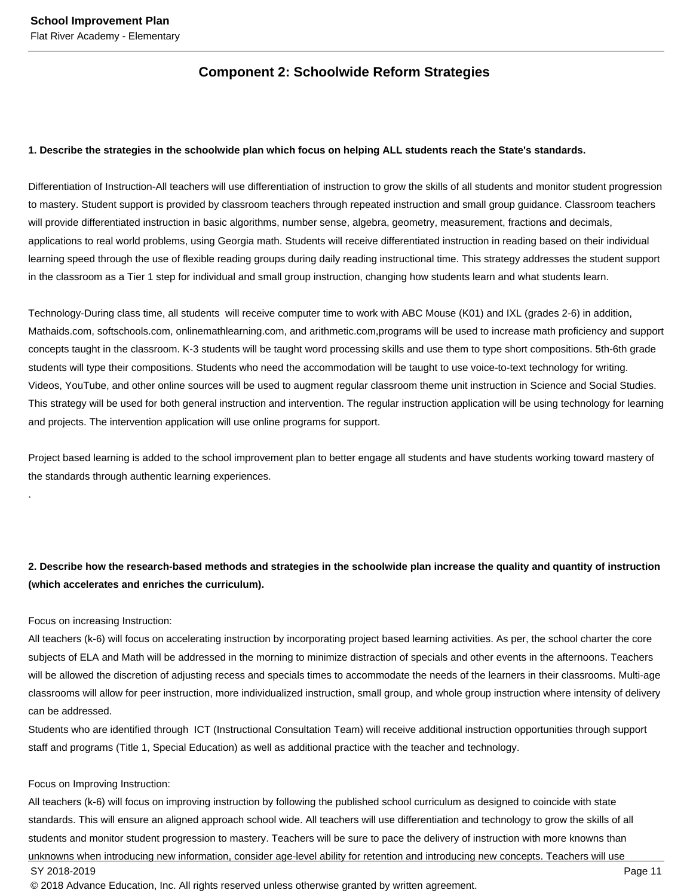## Component 2: Schoolwide Reform Strategies

**1. Describe the strategies in the schoolwide plan which focus on helping ALL students reach the State's standards.**

Differentiation of Instruction-All teachers will use differentiation of instruction to grow the skills of all students and monitor student progression to mastery. Student support is provided by classroom teachers through repeated instruction and small group guidance. Classroom teachers will provide differentiated instruction in basic algorithms, number sense, algebra, geometry, measurement, fractions and decimals, applications to real world problems, using Georgia math. Students will receive differentiated instruction in reading based on their individual learning speed through the use of flexible reading groups during daily reading instructional time. This strategy addresses the student support in the classroom as a Tier 1 step for individual and small group instruction, changing how students learn and what students learn.

Technology-During class time, all students will receive computer time to work with ABC Mouse (K01) and IXL (grades 2-6) in addition, Mathaids.com, softschools.com, onlinemathlearning.com, and arithmetic.com,programs will be used to increase math proficiency and support concepts taught in the classroom. K-3 students will be taught word processing skills and use them to type short compositions. 5th-6th grade students will type their compositions. Students who need the accommodation will be taught to use voice-to-text technology for writing. Videos, YouTube, and other online sources will be used to augment regular classroom theme unit instruction in Science and Social Studies. This strategy will be used for both general instruction and intervention. The regular instruction application will be using technology for learning and projects. The intervention application will use online programs for support.

Project based learning is added to the school improvement plan to better engage all students and have students working toward mastery of the standards through authentic learning experiences.

.

**2. Describe how the research-based methods and strategies in the schoolwide plan increase the quality and quantity of instruction (which accelerates and enriches the curriculum).**

Focus on increasing Instruction:
All teachers (k-6) will focus on accelerating instruction by incorporating project based learning activities. As per, the school charter the core subjects of ELA and Math will be addressed in the morning to minimize distraction of specials and other events in the afternoons. Teachers will be allowed the discretion of adjusting recess and specials times to accommodate the needs of the learners in their classrooms. Multi-age classrooms will allow for peer instruction, more individualized instruction, small group, and whole group instruction where intensity of delivery can be addressed.
Students who are identified through ICT (Instructional Consultation Team) will receive additional instruction opportunities through support staff and programs (Title 1, Special Education) as well as additional practice with the teacher and technology.

Focus on Improving Instruction:
All teachers (k-6) will focus on improving instruction by following the published school curriculum as designed to coincide with state standards. This will ensure an aligned approach school wide. All teachers will use differentiation and technology to grow the skills of all students and monitor student progression to mastery. Teachers will be sure to pace the delivery of instruction with more knowns than unknowns when introducing new information, consider age-level ability for retention and introducing new concepts. Teachers will use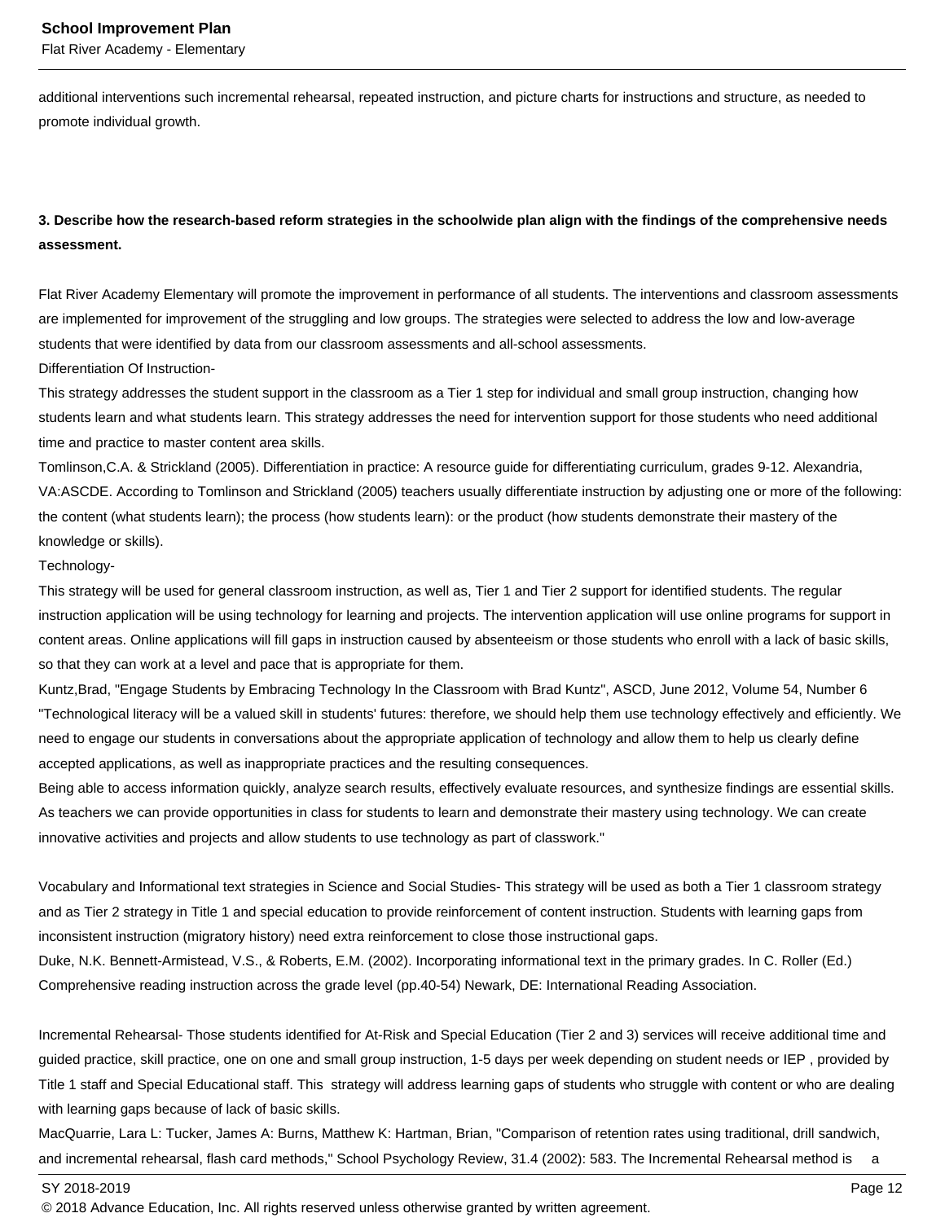additional interventions such incremental rehearsal, repeated instruction, and picture charts for instructions and structure, as needed to promote individual growth.

**3. Describe how the research-based reform strategies in the schoolwide plan align with the findings of the comprehensive needs assessment.**

Flat River Academy Elementary will promote the improvement in performance of all students. The interventions and classroom assessments are implemented for improvement of the struggling and low groups. The strategies were selected to address the low and low-average students that were identified by data from our classroom assessments and all-school assessments.
Differentiation Of Instruction-
This strategy addresses the student support in the classroom as a Tier 1 step for individual and small group instruction, changing how students learn and what students learn. This strategy addresses the need for intervention support for those students who need additional time and practice to master content area skills.
Tomlinson,C.A. & Strickland (2005). Differentiation in practice: A resource guide for differentiating curriculum, grades 9-12. Alexandria, VA:ASCDE. According to Tomlinson and Strickland (2005) teachers usually differentiate instruction by adjusting one or more of the following: the content (what students learn); the process (how students learn): or the product (how students demonstrate their mastery of the knowledge or skills).
Technology-
This strategy will be used for general classroom instruction, as well as, Tier 1 and Tier 2 support for identified students. The regular instruction application will be using technology for learning and projects. The intervention application will use online programs for support in content areas. Online applications will fill gaps in instruction caused by absenteeism or those students who enroll with a lack of basic skills, so that they can work at a level and pace that is appropriate for them.
Kuntz,Brad, "Engage Students by Embracing Technology In the Classroom with Brad Kuntz", ASCD, June 2012, Volume 54, Number 6 "Technological literacy will be a valued skill in students' futures: therefore, we should help them use technology effectively and efficiently. We need to engage our students in conversations about the appropriate application of technology and allow them to help us clearly define accepted applications, as well as inappropriate practices and the resulting consequences.
Being able to access information quickly, analyze search results, effectively evaluate resources, and synthesize findings are essential skills. As teachers we can provide opportunities in class for students to learn and demonstrate their mastery using technology. We can create innovative activities and projects and allow students to use technology as part of classwork."

Vocabulary and Informational text strategies in Science and Social Studies- This strategy will be used as both a Tier 1 classroom strategy and as Tier 2 strategy in Title 1 and special education to provide reinforcement of content instruction. Students with learning gaps from inconsistent instruction (migratory history) need extra reinforcement to close those instructional gaps.
Duke, N.K. Bennett-Armistead, V.S., & Roberts, E.M. (2002). Incorporating informational text in the primary grades. In C. Roller (Ed.) Comprehensive reading instruction across the grade level (pp.40-54) Newark, DE: International Reading Association.

Incremental Rehearsal- Those students identified for At-Risk and Special Education (Tier 2 and 3) services will receive additional time and guided practice, skill practice, one on one and small group instruction, 1-5 days per week depending on student needs or IEP , provided by Title 1 staff and Special Educational staff. This strategy will address learning gaps of students who struggle with content or who are dealing with learning gaps because of lack of basic skills.
MacQuarrie, Lara L: Tucker, James A: Burns, Matthew K: Hartman, Brian, "Comparison of retention rates using traditional, drill sandwich, and incremental rehearsal, flash card methods," School Psychology Review, 31.4 (2002): 583. The Incremental Rehearsal method is a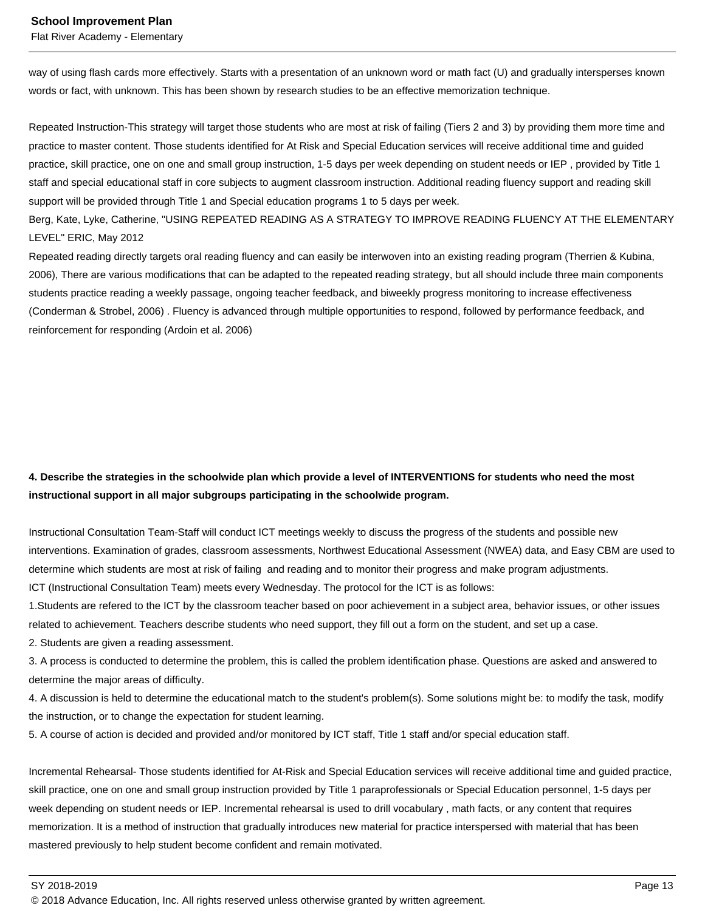way of using flash cards more effectively. Starts with a presentation of an unknown word or math fact (U) and gradually intersperses known words or fact, with unknown. This has been shown by research studies to be an effective memorization technique.

Repeated Instruction-This strategy will target those students who are most at risk of failing (Tiers 2 and 3) by providing them more time and practice to master content. Those students identified for At Risk and Special Education services will receive additional time and guided practice, skill practice, one on one and small group instruction, 1-5 days per week depending on student needs or IEP , provided by Title 1 staff and special educational staff in core subjects to augment classroom instruction. Additional reading fluency support and reading skill support will be provided through Title 1 and Special education programs 1 to 5 days per week.
Berg, Kate, Lyke, Catherine, "USING REPEATED READING AS A STRATEGY TO IMPROVE READING FLUENCY AT THE ELEMENTARY LEVEL" ERIC, May 2012
Repeated reading directly targets oral reading fluency and can easily be interwoven into an existing reading program (Therrien & Kubina, 2006), There are various modifications that can be adapted to the repeated reading strategy, but all should include three main components students practice reading a weekly passage, ongoing teacher feedback, and biweekly progress monitoring to increase effectiveness (Conderman & Strobel, 2006) . Fluency is advanced through multiple opportunities to respond, followed by performance feedback, and reinforcement for responding (Ardoin et al. 2006)

**4. Describe the strategies in the schoolwide plan which provide a level of INTERVENTIONS for students who need the most instructional support in all major subgroups participating in the schoolwide program.**

Instructional Consultation Team-Staff will conduct ICT meetings weekly to discuss the progress of the students and possible new interventions. Examination of grades, classroom assessments, Northwest Educational Assessment (NWEA) data, and Easy CBM are used to determine which students are most at risk of failing and reading and to monitor their progress and make program adjustments.
ICT (Instructional Consultation Team) meets every Wednesday. The protocol for the ICT is as follows:
1.Students are refered to the ICT by the classroom teacher based on poor achievement in a subject area, behavior issues, or other issues related to achievement. Teachers describe students who need support, they fill out a form on the student, and set up a case.
2. Students are given a reading assessment.
3. A process is conducted to determine the problem, this is called the problem identification phase. Questions are asked and answered to determine the major areas of difficulty.
4. A discussion is held to determine the educational match to the student's problem(s). Some solutions might be: to modify the task, modify the instruction, or to change the expectation for student learning.
5. A course of action is decided and provided and/or monitored by ICT staff, Title 1 staff and/or special education staff.

Incremental Rehearsal- Those students identified for At-Risk and Special Education services will receive additional time and guided practice, skill practice, one on one and small group instruction provided by Title 1 paraprofessionals or Special Education personnel, 1-5 days per week depending on student needs or IEP. Incremental rehearsal is used to drill vocabulary , math facts, or any content that requires memorization. It is a method of instruction that gradually introduces new material for practice interspersed with material that has been mastered previously to help student become confident and remain motivated.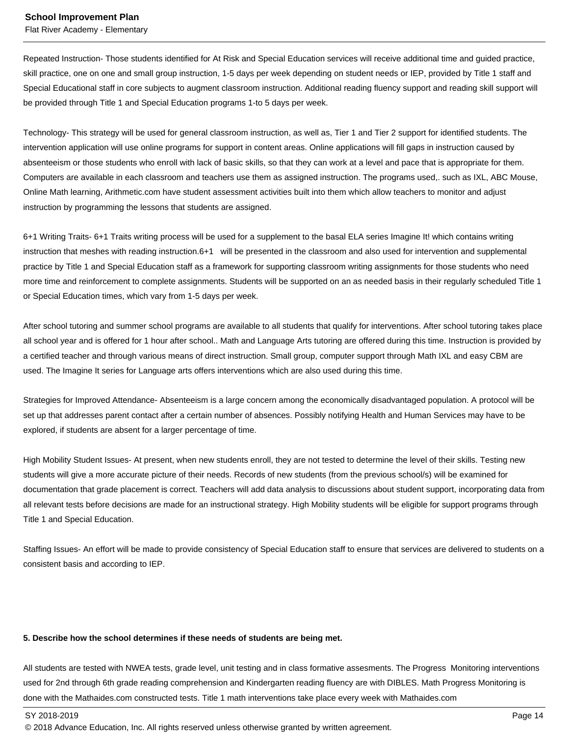Repeated Instruction- Those students identified for At Risk and Special Education services will receive additional time and guided practice, skill practice, one on one and small group instruction, 1-5 days per week depending on student needs or IEP, provided by Title 1 staff and Special Educational staff in core subjects to augment classroom instruction. Additional reading fluency support and reading skill support will be provided through Title 1 and Special Education programs 1-to 5 days per week.

Technology- This strategy will be used for general classroom instruction, as well as, Tier 1 and Tier 2 support for identified students. The intervention application will use online programs for support in content areas. Online applications will fill gaps in instruction caused by absenteeism or those students who enroll with lack of basic skills, so that they can work at a level and pace that is appropriate for them. Computers are available in each classroom and teachers use them as assigned instruction. The programs used,. such as IXL, ABC Mouse, Online Math learning, Arithmetic.com have student assessment activities built into them which allow teachers to monitor and adjust instruction by programming the lessons that students are assigned.

6+1 Writing Traits- 6+1 Traits writing process will be used for a supplement to the basal ELA series Imagine It! which contains writing instruction that meshes with reading instruction.6+1 will be presented in the classroom and also used for intervention and supplemental practice by Title 1 and Special Education staff as a framework for supporting classroom writing assignments for those students who need more time and reinforcement to complete assignments. Students will be supported on an as needed basis in their regularly scheduled Title 1 or Special Education times, which vary from 1-5 days per week.

After school tutoring and summer school programs are available to all students that qualify for interventions. After school tutoring takes place all school year and is offered for 1 hour after school.. Math and Language Arts tutoring are offered during this time. Instruction is provided by a certified teacher and through various means of direct instruction. Small group, computer support through Math IXL and easy CBM are used. The Imagine It series for Language arts offers interventions which are also used during this time.

Strategies for Improved Attendance- Absenteeism is a large concern among the economically disadvantaged population. A protocol will be set up that addresses parent contact after a certain number of absences. Possibly notifying Health and Human Services may have to be explored, if students are absent for a larger percentage of time.

High Mobility Student Issues- At present, when new students enroll, they are not tested to determine the level of their skills. Testing new students will give a more accurate picture of their needs. Records of new students (from the previous school/s) will be examined for documentation that grade placement is correct. Teachers will add data analysis to discussions about student support, incorporating data from all relevant tests before decisions are made for an instructional strategy. High Mobility students will be eligible for support programs through Title 1 and Special Education.

Staffing Issues- An effort will be made to provide consistency of Special Education staff to ensure that services are delivered to students on a consistent basis and according to IEP.

**5. Describe how the school determines if these needs of students are being met.**

All students are tested with NWEA tests, grade level, unit testing and in class formative assesments. The Progress Monitoring interventions used for 2nd through 6th grade reading comprehension and Kindergarten reading fluency are with DIBLES. Math Progress Monitoring is done with the Mathaides.com constructed tests. Title 1 math interventions take place every week with Mathaides.com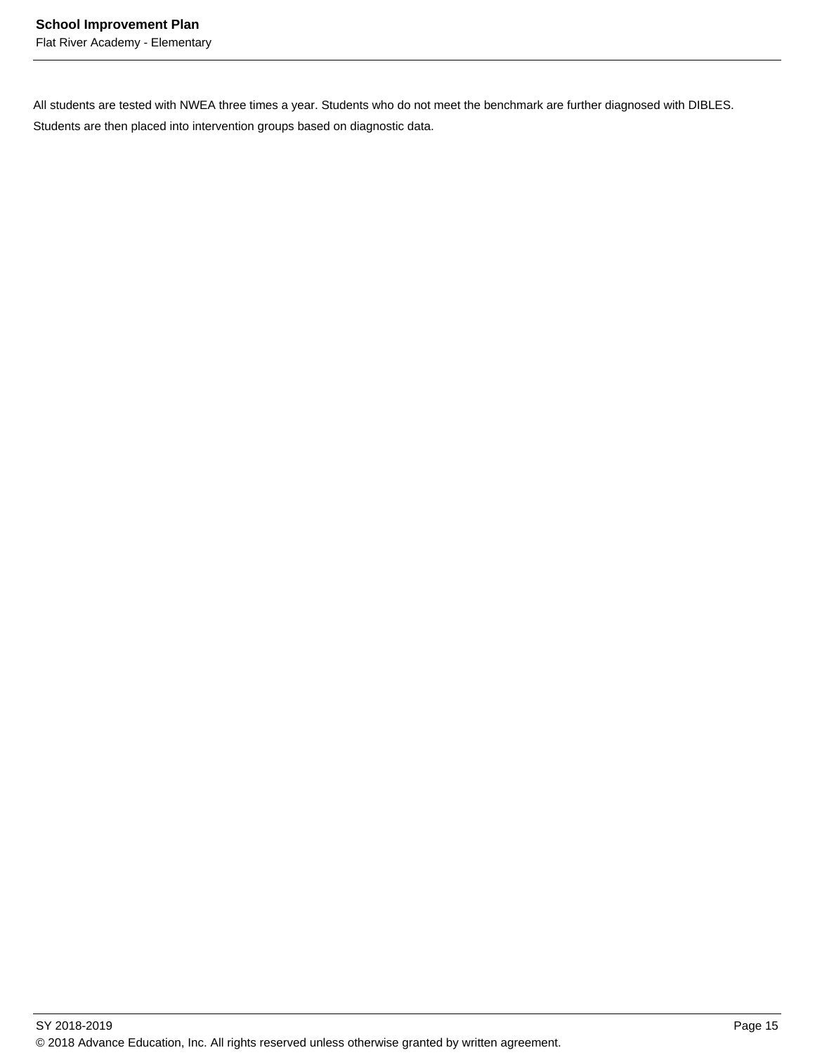All students are tested with NWEA three times a year. Students who do not meet the benchmark are further diagnosed with DIBLES. Students are then placed into intervention groups based on diagnostic data.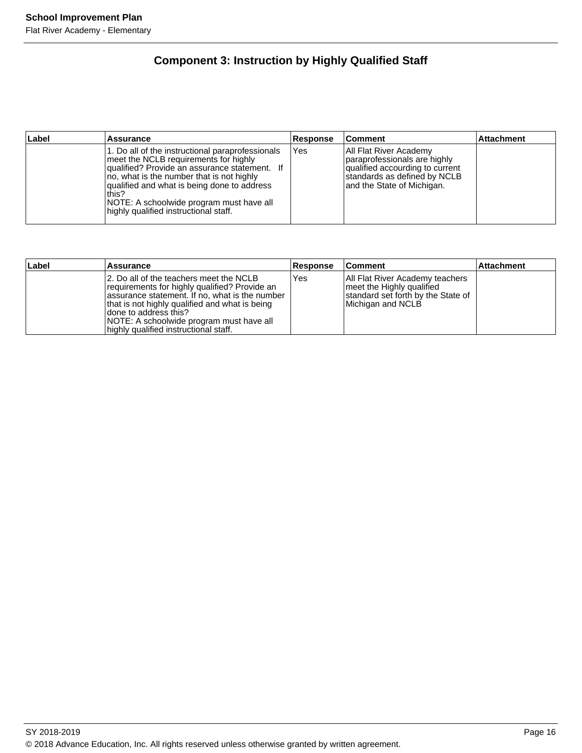# Component 3: Instruction by Highly Qualified Staff

| Label | Assurance | Response | Comment | Attachment |
|---|---|---|---|---|
| | 1. Do all of the instructional paraprofessionals meet the NCLB requirements for highly qualified? Provide an assurance statement. If no, what is the number that is not highly qualified and what is being done to address this?<br>NOTE: A schoolwide program must have all highly qualified instructional staff. | Yes | All Flat River Academy paraprofessionals are highly qualified accourding to current standards as defined by NCLB and the State of Michigan. | |

| Label | Assurance | Response | Comment | Attachment |
|---|---|---|---|---|
| | 2. Do all of the teachers meet the NCLB requirements for highly qualified? Provide an assurance statement. If no, what is the number that is not highly qualified and what is being done to address this?<br>NOTE: A schoolwide program must have all highly qualified instructional staff. | Yes | All Flat River Academy teachers meet the Highly qualified standard set forth by the State of Michigan and NCLB | |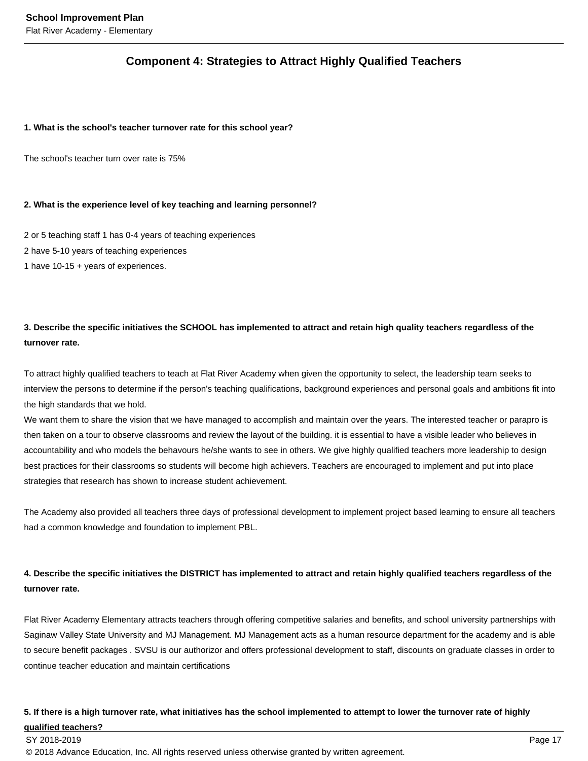## Component 4: Strategies to Attract Highly Qualified Teachers

**1. What is the school's teacher turnover rate for this school year?**

The school's teacher turn over rate is 75%

**2. What is the experience level of key teaching and learning personnel?**

2 or 5 teaching staff 1 has 0-4 years of teaching experiences
2 have 5-10 years of teaching experiences
1 have 10-15 + years of experiences.

**3. Describe the specific initiatives the SCHOOL has implemented to attract and retain high quality teachers regardless of the turnover rate.**

To attract highly qualified teachers to teach at Flat River Academy when given the opportunity to select, the leadership team seeks to interview the persons to determine if the person's teaching qualifications, background experiences and personal goals and ambitions fit into the high standards that we hold.
We want them to share the vision that we have managed to accomplish and maintain over the years. The interested teacher or parapro is then taken on a tour to observe classrooms and review the layout of the building. it is essential to have a visible leader who believes in accountability and who models the behavours he/she wants to see in others. We give highly qualified teachers more leadership to design best practices for their classrooms so students will become high achievers. Teachers are encouraged to implement and put into place strategies that research has shown to increase student achievement.

The Academy also provided all teachers three days of professional development to implement project based learning to ensure all teachers had a common knowledge and foundation to implement PBL.

**4. Describe the specific initiatives the DISTRICT has implemented to attract and retain highly qualified teachers regardless of the turnover rate.**

Flat River Academy Elementary attracts teachers through offering competitive salaries and benefits, and school university partnerships with Saginaw Valley State University and MJ Management. MJ Management acts as a human resource department for the academy and is able to secure benefit packages . SVSU is our authorizor and offers professional development to staff, discounts on graduate classes in order to continue teacher education and maintain certifications

**5. If there is a high turnover rate, what initiatives has the school implemented to attempt to lower the turnover rate of highly qualified teachers?**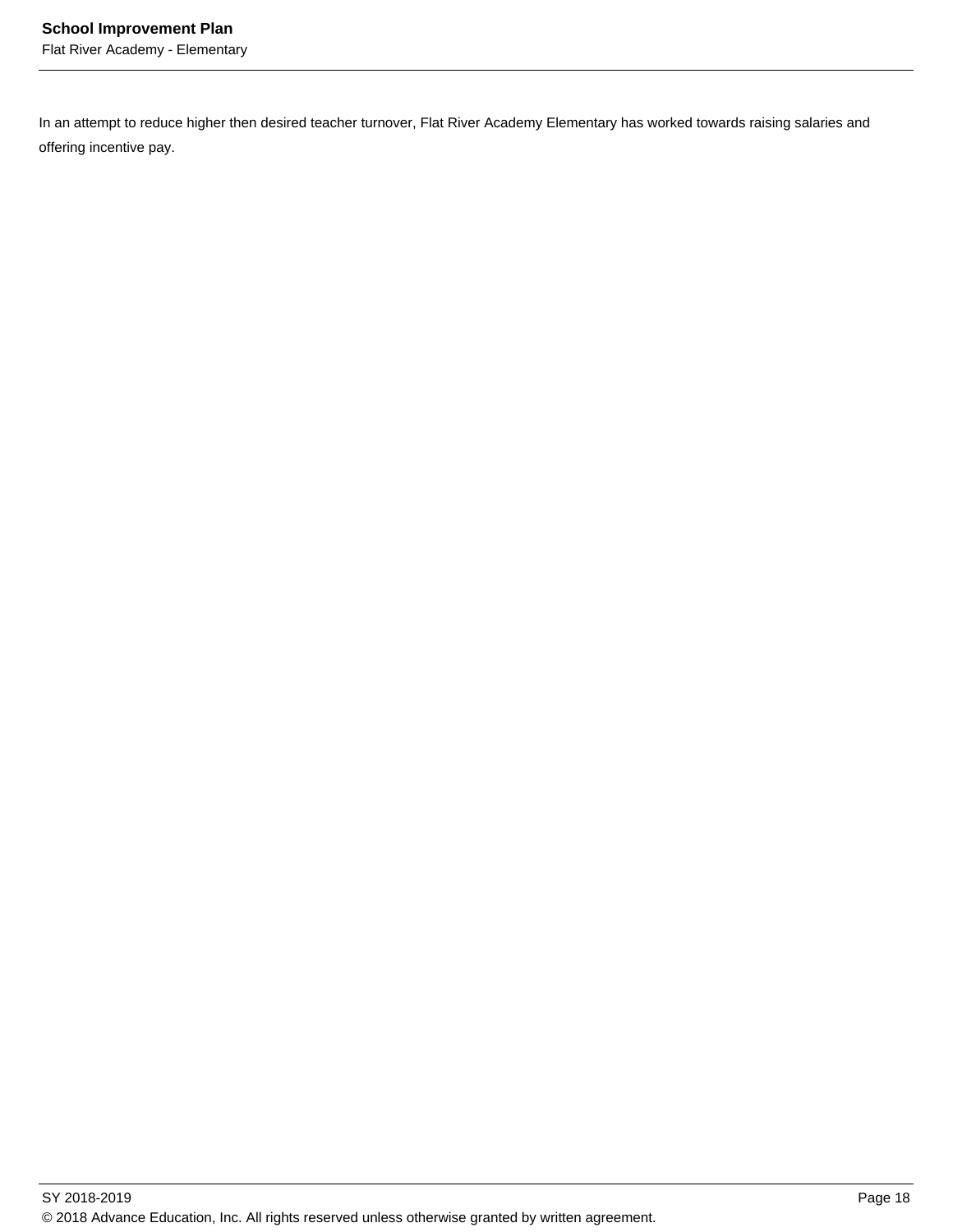In an attempt to reduce higher then desired teacher turnover, Flat River Academy Elementary has worked towards raising salaries and offering incentive pay.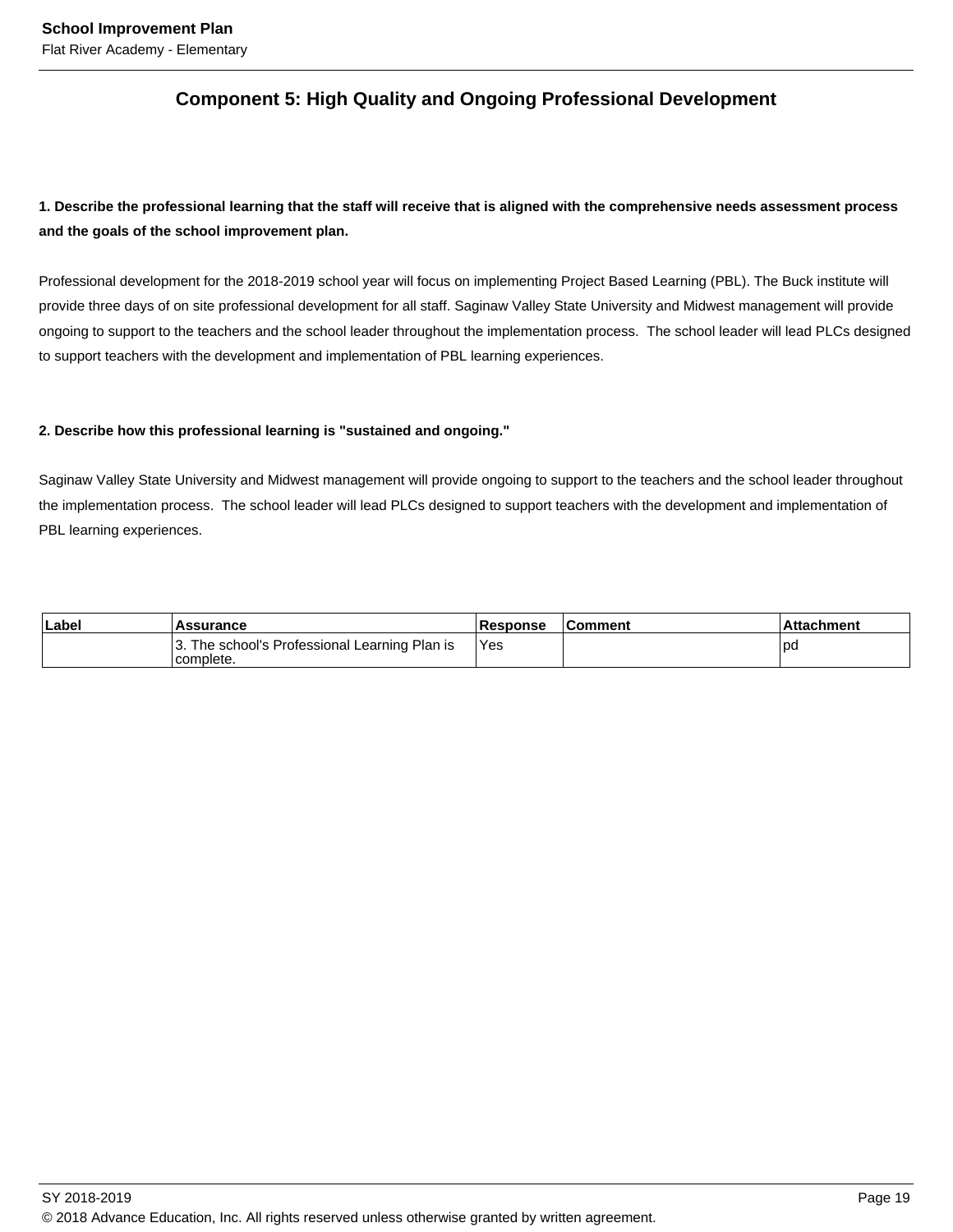## Component 5: High Quality and Ongoing Professional Development

**1. Describe the professional learning that the staff will receive that is aligned with the comprehensive needs assessment process and the goals of the school improvement plan.**

Professional development for the 2018-2019 school year will focus on implementing Project Based Learning (PBL). The Buck institute will provide three days of on site professional development for all staff. Saginaw Valley State University and Midwest management will provide ongoing to support to the teachers and the school leader throughout the implementation process.  The school leader will lead PLCs designed to support teachers with the development and implementation of PBL learning experiences.

**2. Describe how this professional learning is "sustained and ongoing."**

Saginaw Valley State University and Midwest management will provide ongoing to support to the teachers and the school leader throughout the implementation process.  The school leader will lead PLCs designed to support teachers with the development and implementation of PBL learning experiences.

| Label | Assurance | Response | Comment | Attachment |
|---|---|---|---|---|
| | 3. The school's Professional Learning Plan is complete. | Yes | | pd |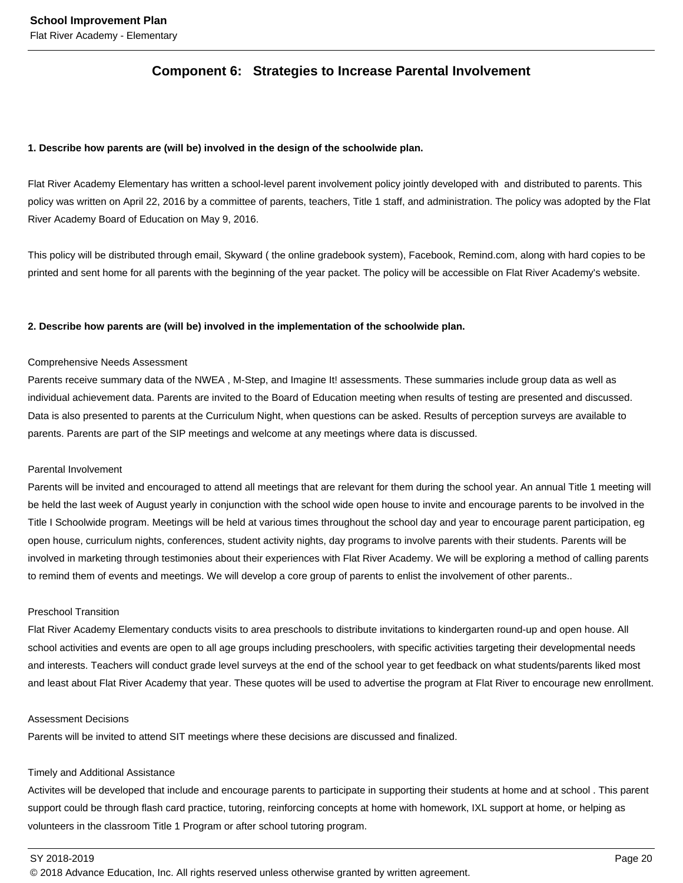## Component 6: Strategies to Increase Parental Involvement

**1. Describe how parents are (will be) involved in the design of the schoolwide plan.**

Flat River Academy Elementary has written a school-level parent involvement policy jointly developed with and distributed to parents. This policy was written on April 22, 2016 by a committee of parents, teachers, Title 1 staff, and administration. The policy was adopted by the Flat River Academy Board of Education on May 9, 2016.

This policy will be distributed through email, Skyward ( the online gradebook system), Facebook, Remind.com, along with hard copies to be printed and sent home for all parents with the beginning of the year packet. The policy will be accessible on Flat River Academy's website.

**2. Describe how parents are (will be) involved in the implementation of the schoolwide plan.**

Comprehensive Needs Assessment
Parents receive summary data of the NWEA , M-Step, and Imagine It! assessments. These summaries include group data as well as individual achievement data. Parents are invited to the Board of Education meeting when results of testing are presented and discussed. Data is also presented to parents at the Curriculum Night, when questions can be asked. Results of perception surveys are available to parents. Parents are part of the SIP meetings and welcome at any meetings where data is discussed.

Parental Involvement
Parents will be invited and encouraged to attend all meetings that are relevant for them during the school year. An annual Title 1 meeting will be held the last week of August yearly in conjunction with the school wide open house to invite and encourage parents to be involved in the Title I Schoolwide program. Meetings will be held at various times throughout the school day and year to encourage parent participation, eg open house, curriculum nights, conferences, student activity nights, day programs to involve parents with their students. Parents will be involved in marketing through testimonies about their experiences with Flat River Academy. We will be exploring a method of calling parents to remind them of events and meetings. We will develop a core group of parents to enlist the involvement of other parents..

Preschool Transition
Flat River Academy Elementary conducts visits to area preschools to distribute invitations to kindergarten round-up and open house. All school activities and events are open to all age groups including preschoolers, with specific activities targeting their developmental needs and interests. Teachers will conduct grade level surveys at the end of the school year to get feedback on what students/parents liked most and least about Flat River Academy that year. These quotes will be used to advertise the program at Flat River to encourage new enrollment.

Assessment Decisions
Parents will be invited to attend SIT meetings where these decisions are discussed and finalized.

Timely and Additional Assistance
Activites will be developed that include and encourage parents to participate in supporting their students at home and at school . This parent support could be through flash card practice, tutoring, reinforcing concepts at home with homework, IXL support at home, or helping as volunteers in the classroom Title 1 Program or after school tutoring program.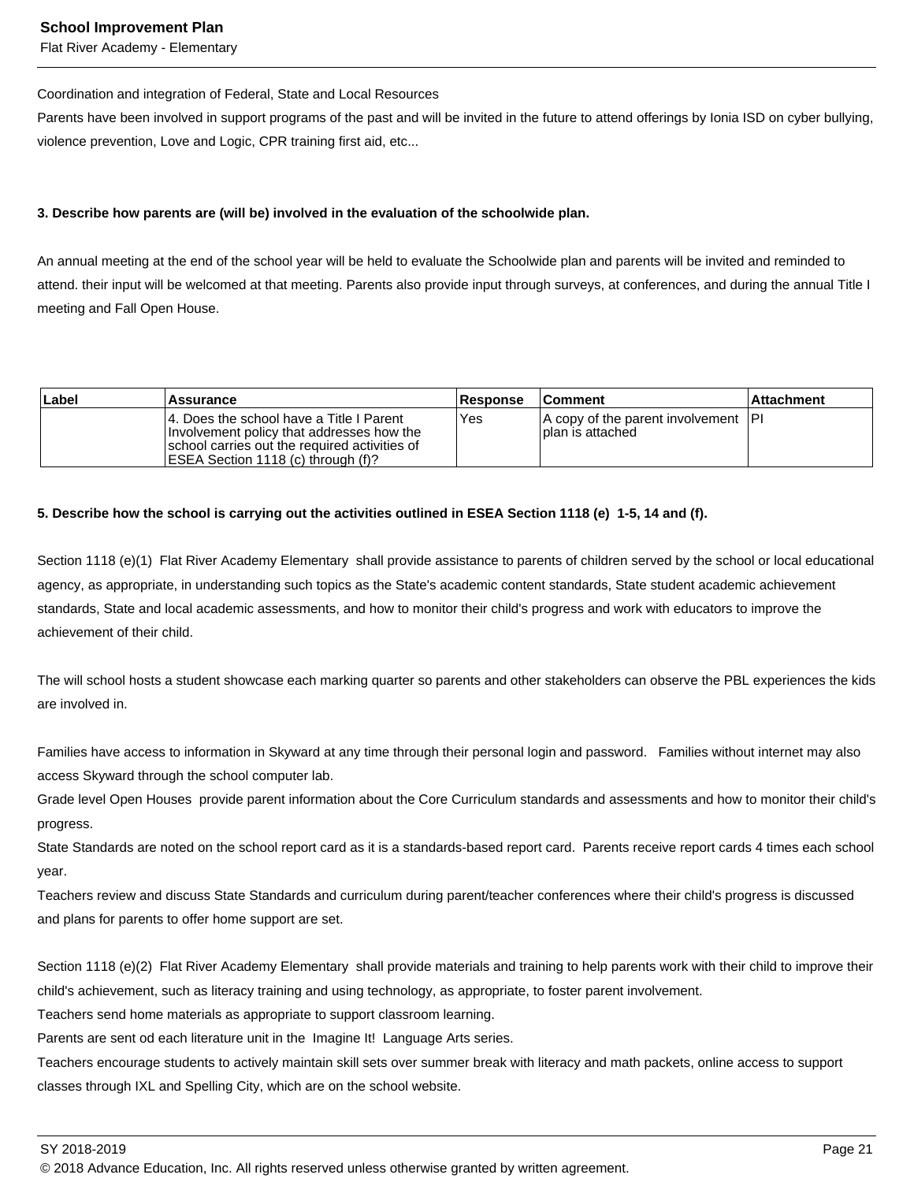Coordination and integration of Federal, State and Local Resources
Parents have been involved in support programs of the past and will be invited in the future to attend offerings by Ionia ISD on cyber bullying, violence prevention, Love and Logic, CPR training first aid, etc...

**3. Describe how parents are (will be) involved in the evaluation of the schoolwide plan.**

An annual meeting at the end of the school year will be held to evaluate the Schoolwide plan and parents will be invited and reminded to attend. their input will be welcomed at that meeting. Parents also provide input through surveys, at conferences, and during the annual Title I meeting and Fall Open House.

| Label | Assurance | Response | Comment | Attachment |
|---|---|---|---|---|
| | 4. Does the school have a Title I Parent Involvement policy that addresses how the school carries out the required activities of ESEA Section 1118 (c) through (f)? | Yes | A copy of the parent involvement plan is attached | PI |

**5. Describe how the school is carrying out the activities outlined in ESEA Section 1118 (e) 1-5, 14 and (f).**

Section 1118 (e)(1) Flat River Academy Elementary shall provide assistance to parents of children served by the school or local educational agency, as appropriate, in understanding such topics as the State's academic content standards, State student academic achievement standards, State and local academic assessments, and how to monitor their child's progress and work with educators to improve the achievement of their child.

The will school hosts a student showcase each marking quarter so parents and other stakeholders can observe the PBL experiences the kids are involved in.

Families have access to information in Skyward at any time through their personal login and password. Families without internet may also access Skyward through the school computer lab.
Grade level Open Houses provide parent information about the Core Curriculum standards and assessments and how to monitor their child's progress.
State Standards are noted on the school report card as it is a standards-based report card. Parents receive report cards 4 times each school year.
Teachers review and discuss State Standards and curriculum during parent/teacher conferences where their child's progress is discussed and plans for parents to offer home support are set.

Section 1118 (e)(2) Flat River Academy Elementary shall provide materials and training to help parents work with their child to improve their child's achievement, such as literacy training and using technology, as appropriate, to foster parent involvement.
Teachers send home materials as appropriate to support classroom learning.
Parents are sent od each literature unit in the Imagine It! Language Arts series.
Teachers encourage students to actively maintain skill sets over summer break with literacy and math packets, online access to support classes through IXL and Spelling City, which are on the school website.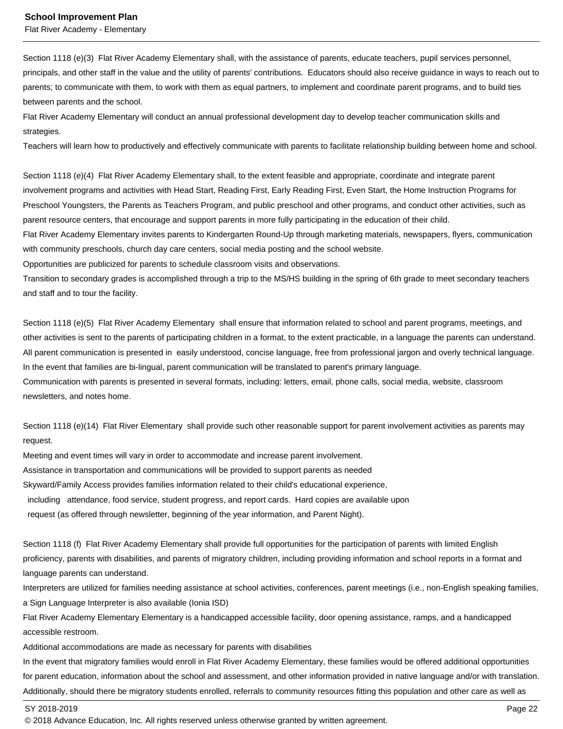Section 1118 (e)(3) Flat River Academy Elementary shall, with the assistance of parents, educate teachers, pupil services personnel, principals, and other staff in the value and the utility of parents' contributions. Educators should also receive guidance in ways to reach out to parents; to communicate with them, to work with them as equal partners, to implement and coordinate parent programs, and to build ties between parents and the school.

Flat River Academy Elementary will conduct an annual professional development day to develop teacher communication skills and strategies.

Teachers will learn how to productively and effectively communicate with parents to facilitate relationship building between home and school.

Section 1118 (e)(4) Flat River Academy Elementary shall, to the extent feasible and appropriate, coordinate and integrate parent involvement programs and activities with Head Start, Reading First, Early Reading First, Even Start, the Home Instruction Programs for Preschool Youngsters, the Parents as Teachers Program, and public preschool and other programs, and conduct other activities, such as parent resource centers, that encourage and support parents in more fully participating in the education of their child.

Flat River Academy Elementary invites parents to Kindergarten Round-Up through marketing materials, newspapers, flyers, communication with community preschools, church day care centers, social media posting and the school website.

Opportunities are publicized for parents to schedule classroom visits and observations.

Transition to secondary grades is accomplished through a trip to the MS/HS building in the spring of 6th grade to meet secondary teachers and staff and to tour the facility.

Section 1118 (e)(5) Flat River Academy Elementary shall ensure that information related to school and parent programs, meetings, and other activities is sent to the parents of participating children in a format, to the extent practicable, in a language the parents can understand.

All parent communication is presented in easily understood, concise language, free from professional jargon and overly technical language.

In the event that families are bi-lingual, parent communication will be translated to parent's primary language.

Communication with parents is presented in several formats, including: letters, email, phone calls, social media, website, classroom newsletters, and notes home.

Section 1118 (e)(14) Flat River Elementary shall provide such other reasonable support for parent involvement activities as parents may request.

Meeting and event times will vary in order to accommodate and increase parent involvement.

Assistance in transportation and communications will be provided to support parents as needed

Skyward/Family Access provides families information related to their child's educational experience,
including attendance, food service, student progress, and report cards. Hard copies are available upon
request (as offered through newsletter, beginning of the year information, and Parent Night).

Section 1118 (f) Flat River Academy Elementary shall provide full opportunities for the participation of parents with limited English proficiency, parents with disabilities, and parents of migratory children, including providing information and school reports in a format and language parents can understand.

Interpreters are utilized for families needing assistance at school activities, conferences, parent meetings (i.e., non-English speaking families, a Sign Language Interpreter is also available (Ionia ISD)

Flat River Academy Elementary Elementary is a handicapped accessible facility, door opening assistance, ramps, and a handicapped accessible restroom.

Additional accommodations are made as necessary for parents with disabilities

In the event that migratory families would enroll in Flat River Academy Elementary, these families would be offered additional opportunities for parent education, information about the school and assessment, and other information provided in native language and/or with translation.

Additionally, should there be migratory students enrolled, referrals to community resources fitting this population and other care as well as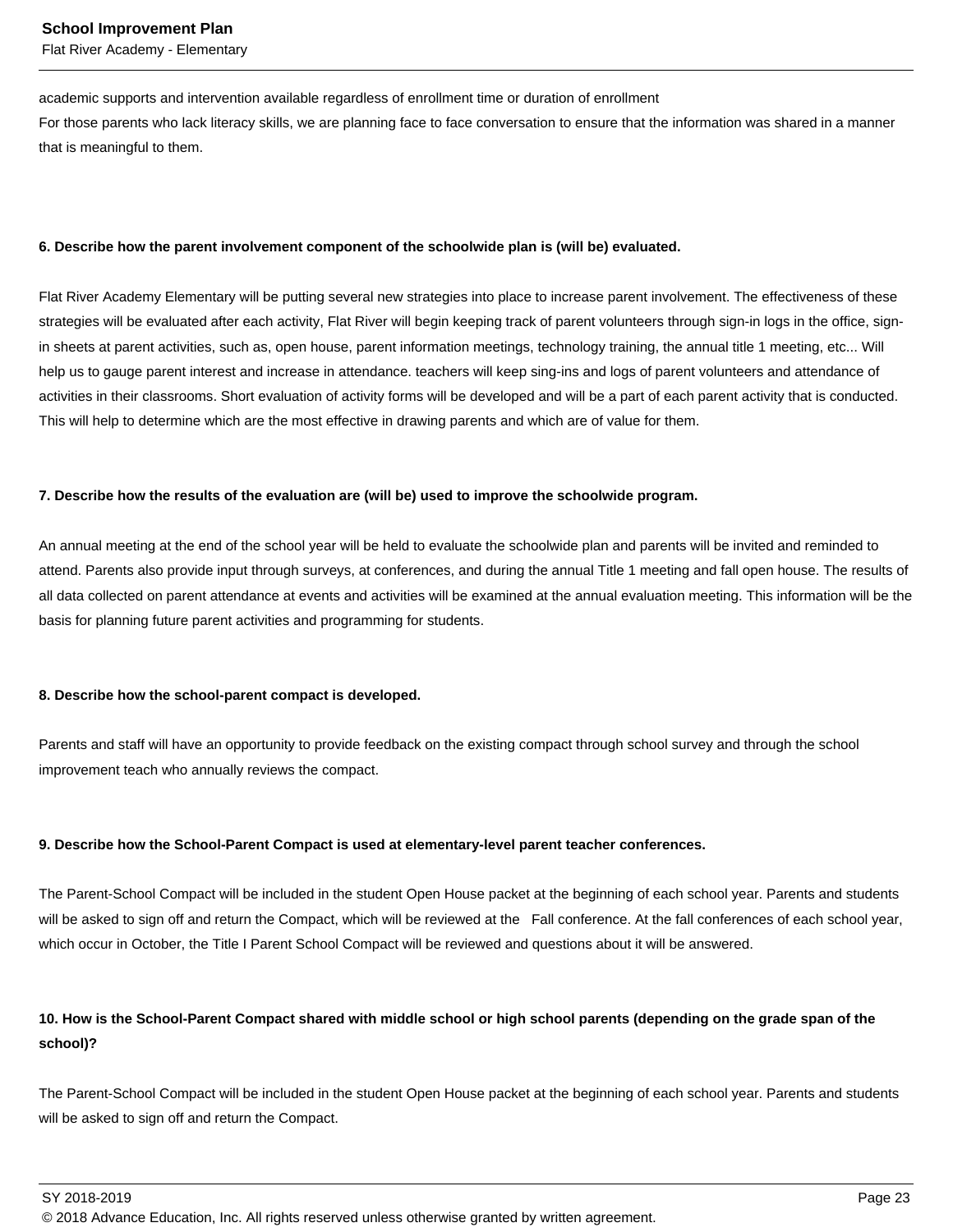academic supports and intervention available regardless of enrollment time or duration of enrollment
For those parents who lack literacy skills, we are planning face to face conversation to ensure that the information was shared in a manner that is meaningful to them.

**6. Describe how the parent involvement component of the schoolwide plan is (will be) evaluated.**

Flat River Academy Elementary will be putting several new strategies into place to increase parent involvement. The effectiveness of these strategies will be evaluated after each activity, Flat River will begin keeping track of parent volunteers through sign-in logs in the office, sign-in sheets at parent activities, such as, open house, parent information meetings, technology training, the annual title 1 meeting, etc... Will help us to gauge parent interest and increase in attendance. teachers will keep sing-ins and logs of parent volunteers and attendance of activities in their classrooms. Short evaluation of activity forms will be developed and will be a part of each parent activity that is conducted. This will help to determine which are the most effective in drawing parents and which are of value for them.

**7. Describe how the results of the evaluation are (will be) used to improve the schoolwide program.**

An annual meeting at the end of the school year will be held to evaluate the schoolwide plan and parents will be invited and reminded to attend. Parents also provide input through surveys, at conferences, and during the annual Title 1 meeting and fall open house. The results of all data collected on parent attendance at events and activities will be examined at the annual evaluation meeting. This information will be the basis for planning future parent activities and programming for students.

**8. Describe how the school-parent compact is developed.**

Parents and staff will have an opportunity to provide feedback on the existing compact through school survey and through the school improvement teach who annually reviews the compact.

**9. Describe how the School-Parent Compact is used at elementary-level parent teacher conferences.**

The Parent-School Compact will be included in the student Open House packet at the beginning of each school year. Parents and students will be asked to sign off and return the Compact, which will be reviewed at the Fall conference. At the fall conferences of each school year, which occur in October, the Title I Parent School Compact will be reviewed and questions about it will be answered.

**10. How is the School-Parent Compact shared with middle school or high school parents (depending on the grade span of the school)?**

The Parent-School Compact will be included in the student Open House packet at the beginning of each school year. Parents and students will be asked to sign off and return the Compact.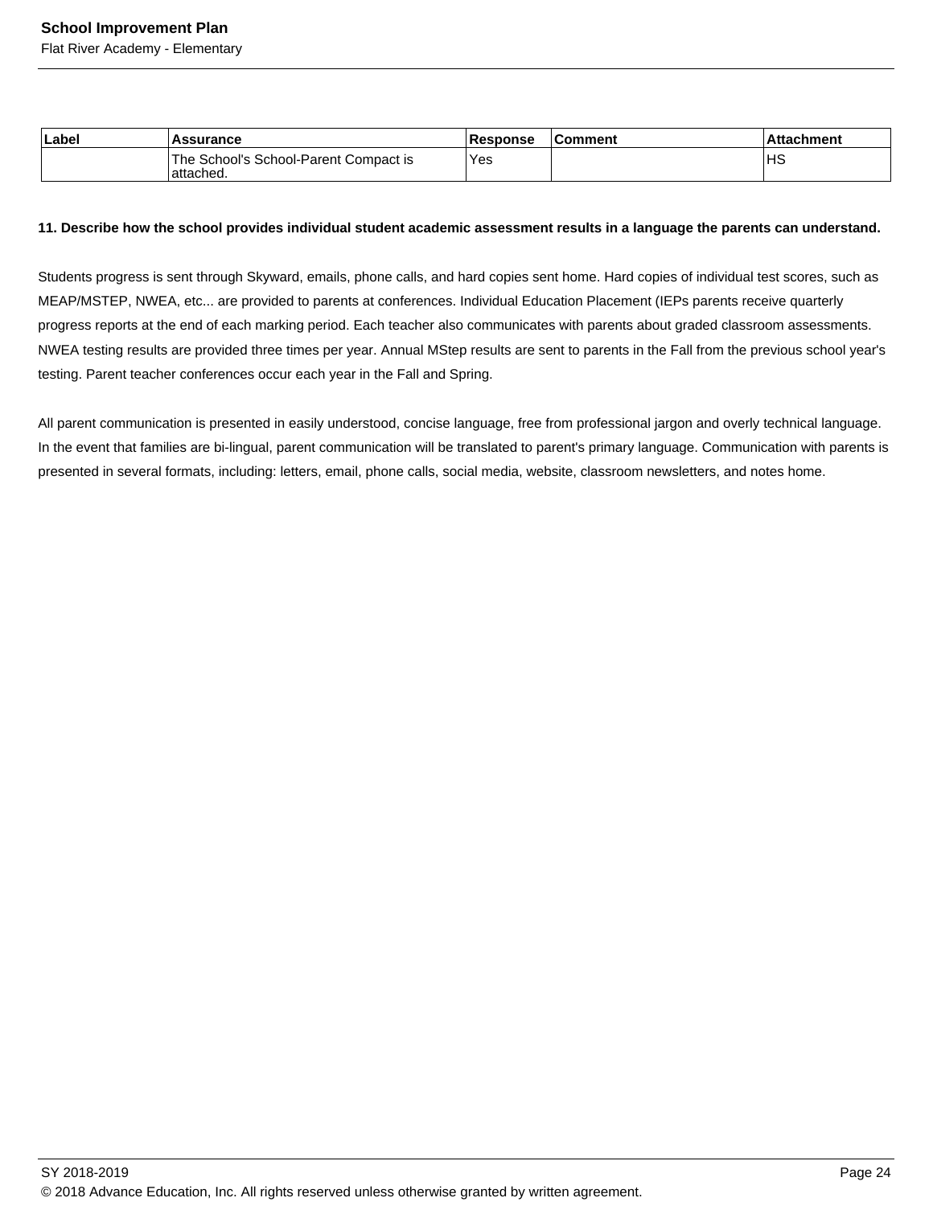| Label | Assurance | Response | Comment | Attachment |
| --- | --- | --- | --- | --- |
| | The School's School-Parent Compact is attached. | Yes | | HS |

**11. Describe how the school provides individual student academic assessment results in a language the parents can understand.**

Students progress is sent through Skyward, emails, phone calls, and hard copies sent home. Hard copies of individual test scores, such as MEAP/MSTEP, NWEA, etc... are provided to parents at conferences. Individual Education Placement (IEPs parents receive quarterly progress reports at the end of each marking period. Each teacher also communicates with parents about graded classroom assessments. NWEA testing results are provided three times per year. Annual MStep results are sent to parents in the Fall from the previous school year's testing. Parent teacher conferences occur each year in the Fall and Spring.

All parent communication is presented in easily understood, concise language, free from professional jargon and overly technical language. In the event that families are bi-lingual, parent communication will be translated to parent's primary language. Communication with parents is presented in several formats, including: letters, email, phone calls, social media, website, classroom newsletters, and notes home.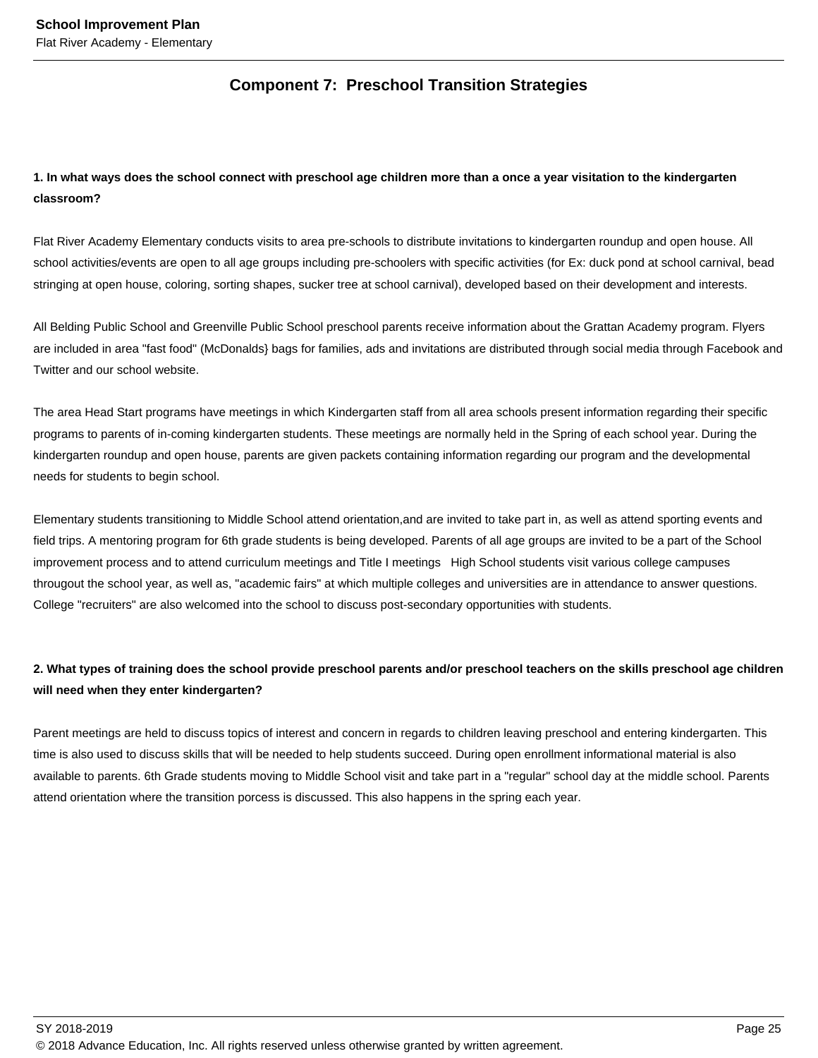## Component 7: Preschool Transition Strategies

**1. In what ways does the school connect with preschool age children more than a once a year visitation to the kindergarten classroom?**

Flat River Academy Elementary conducts visits to area pre-schools to distribute invitations to kindergarten roundup and open house. All school activities/events are open to all age groups including pre-schoolers with specific activities (for Ex: duck pond at school carnival, bead stringing at open house, coloring, sorting shapes, sucker tree at school carnival), developed based on their development and interests.

All Belding Public School and Greenville Public School preschool parents receive information about the Grattan Academy program. Flyers are included in area "fast food" (McDonalds} bags for families, ads and invitations are distributed through social media through Facebook and Twitter and our school website.

The area Head Start programs have meetings in which Kindergarten staff from all area schools present information regarding their specific programs to parents of in-coming kindergarten students. These meetings are normally held in the Spring of each school year. During the kindergarten roundup and open house, parents are given packets containing information regarding our program and the developmental needs for students to begin school.

Elementary students transitioning to Middle School attend orientation,and are invited to take part in, as well as attend sporting events and field trips. A mentoring program for 6th grade students is being developed. Parents of all age groups are invited to be a part of the School improvement process and to attend curriculum meetings and Title I meetings   High School students visit various college campuses througout the school year, as well as, "academic fairs" at which multiple colleges and universities are in attendance to answer questions. College "recruiters" are also welcomed into the school to discuss post-secondary opportunities with students.

**2. What types of training does the school provide preschool parents and/or preschool teachers on the skills preschool age children will need when they enter kindergarten?**

Parent meetings are held to discuss topics of interest and concern in regards to children leaving preschool and entering kindergarten. This time is also used to discuss skills that will be needed to help students succeed. During open enrollment informational material is also available to parents. 6th Grade students moving to Middle School visit and take part in a "regular" school day at the middle school. Parents attend orientation where the transition porcess is discussed. This also happens in the spring each year.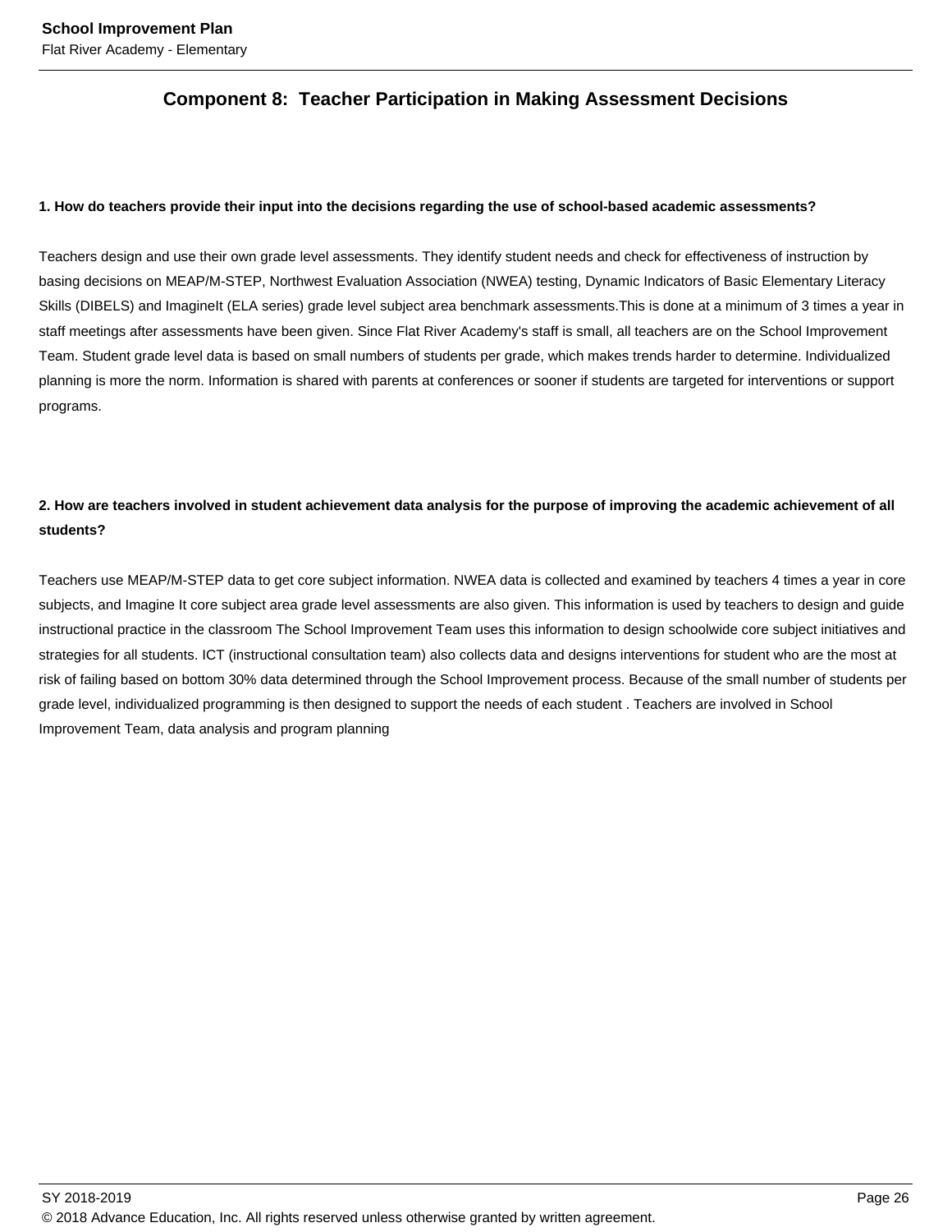## Component 8: Teacher Participation in Making Assessment Decisions

**1. How do teachers provide their input into the decisions regarding the use of school-based academic assessments?**

Teachers design and use their own grade level assessments. They identify student needs and check for effectiveness of instruction by basing decisions on MEAP/M-STEP, Northwest Evaluation Association (NWEA) testing, Dynamic Indicators of Basic Elementary Literacy Skills (DIBELS) and ImagineIt (ELA series) grade level subject area benchmark assessments.This is done at a minimum of 3 times a year in staff meetings after assessments have been given. Since Flat River Academy's staff is small, all teachers are on the School Improvement Team. Student grade level data is based on small numbers of students per grade, which makes trends harder to determine. Individualized planning is more the norm. Information is shared with parents at conferences or sooner if students are targeted for interventions or support programs.

**2. How are teachers involved in student achievement data analysis for the purpose of improving the academic achievement of all students?**

Teachers use MEAP/M-STEP data to get core subject information. NWEA data is collected and examined by teachers 4 times a year in core subjects, and Imagine It core subject area grade level assessments are also given. This information is used by teachers to design and guide instructional practice in the classroom The School Improvement Team uses this information to design schoolwide core subject initiatives and strategies for all students. ICT (instructional consultation team) also collects data and designs interventions for student who are the most at risk of failing based on bottom 30% data determined through the School Improvement process. Because of the small number of students per grade level, individualized programming is then designed to support the needs of each student . Teachers are involved in School Improvement Team, data analysis and program planning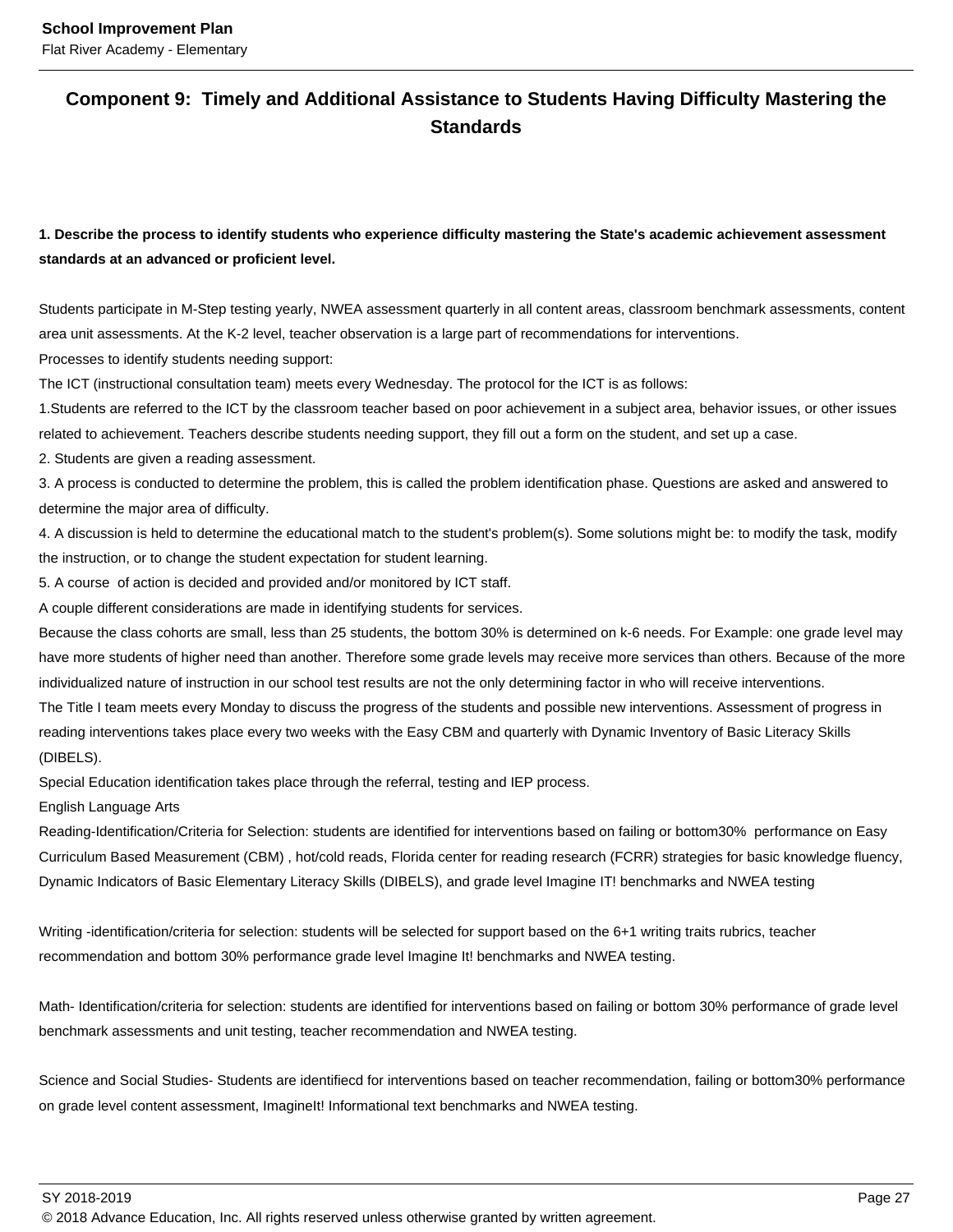## Component 9: Timely and Additional Assistance to Students Having Difficulty Mastering the Standards

**1. Describe the process to identify students who experience difficulty mastering the State's academic achievement assessment standards at an advanced or proficient level.**

Students participate in M-Step testing yearly, NWEA assessment quarterly in all content areas, classroom benchmark assessments, content area unit assessments. At the K-2 level, teacher observation is a large part of recommendations for interventions.
Processes to identify students needing support:
The ICT (instructional consultation team) meets every Wednesday. The protocol for the ICT is as follows:
1.Students are referred to the ICT by the classroom teacher based on poor achievement in a subject area, behavior issues, or other issues related to achievement. Teachers describe students needing support, they fill out a form on the student, and set up a case.
2. Students are given a reading assessment.
3. A process is conducted to determine the problem, this is called the problem identification phase. Questions are asked and answered to determine the major area of difficulty.
4. A discussion is held to determine the educational match to the student's problem(s). Some solutions might be: to modify the task, modify the instruction, or to change the student expectation for student learning.
5. A course of action is decided and provided and/or monitored by ICT staff.
A couple different considerations are made in identifying students for services.
Because the class cohorts are small, less than 25 students, the bottom 30% is determined on k-6 needs. For Example: one grade level may have more students of higher need than another. Therefore some grade levels may receive more services than others. Because of the more individualized nature of instruction in our school test results are not the only determining factor in who will receive interventions.
The Title I team meets every Monday to discuss the progress of the students and possible new interventions. Assessment of progress in reading interventions takes place every two weeks with the Easy CBM and quarterly with Dynamic Inventory of Basic Literacy Skills (DIBELS).
Special Education identification takes place through the referral, testing and IEP process.
English Language Arts
Reading-Identification/Criteria for Selection: students are identified for interventions based on failing or bottom30% performance on Easy Curriculum Based Measurement (CBM) , hot/cold reads, Florida center for reading research (FCRR) strategies for basic knowledge fluency, Dynamic Indicators of Basic Elementary Literacy Skills (DIBELS), and grade level Imagine IT! benchmarks and NWEA testing

Writing -identification/criteria for selection: students will be selected for support based on the 6+1 writing traits rubrics, teacher recommendation and bottom 30% performance grade level Imagine It! benchmarks and NWEA testing.

Math- Identification/criteria for selection: students are identified for interventions based on failing or bottom 30% performance of grade level benchmark assessments and unit testing, teacher recommendation and NWEA testing.

Science and Social Studies- Students are identifiecd for interventions based on teacher recommendation, failing or bottom30% performance on grade level content assessment, ImagineIt! Informational text benchmarks and NWEA testing.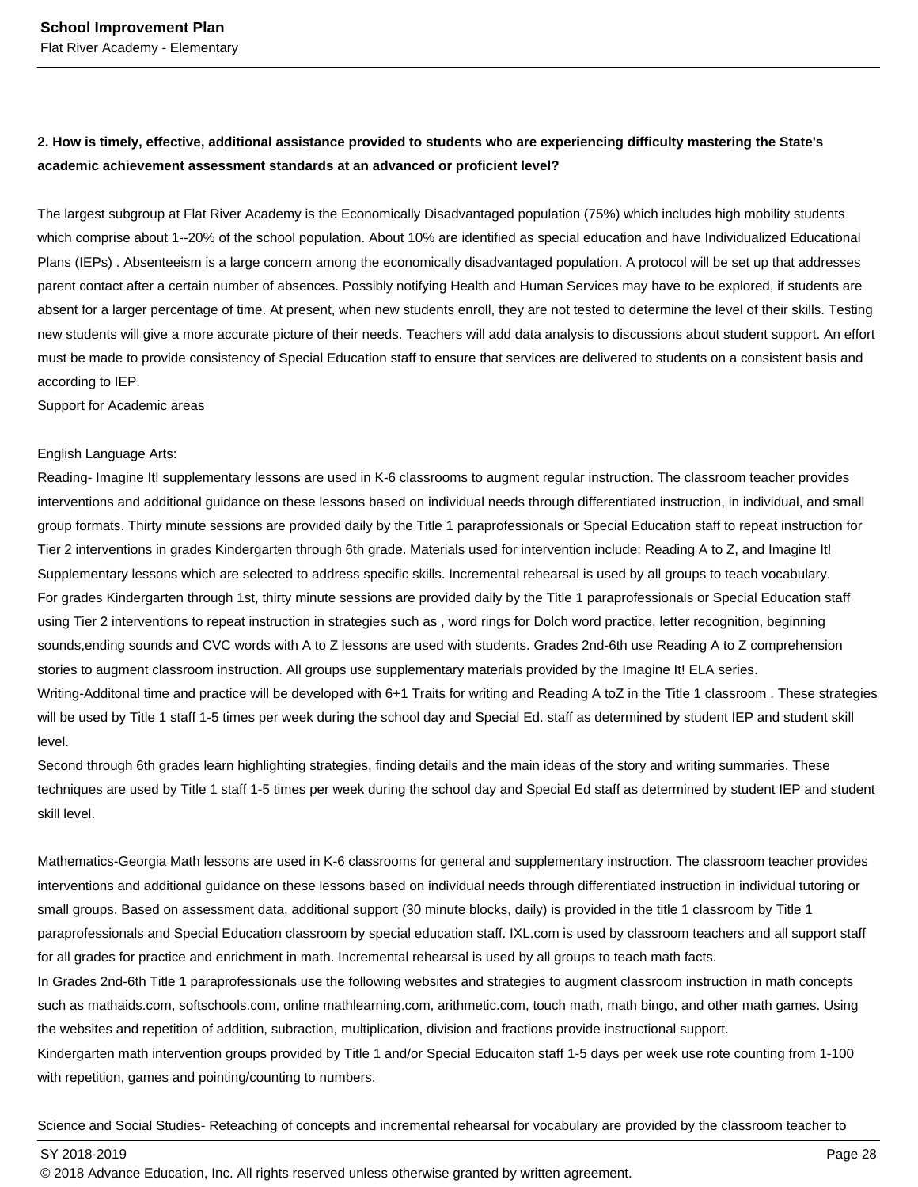**2. How is timely, effective, additional assistance provided to students who are experiencing difficulty mastering the State's academic achievement assessment standards at an advanced or proficient level?**

The largest subgroup at Flat River Academy is the Economically Disadvantaged population (75%) which includes high mobility students which comprise about 1--20% of the school population. About 10% are identified as special education and have Individualized Educational Plans (IEPs) . Absenteeism is a large concern among the economically disadvantaged population. A protocol will be set up that addresses parent contact after a certain number of absences. Possibly notifying Health and Human Services may have to be explored, if students are absent for a larger percentage of time. At present, when new students enroll, they are not tested to determine the level of their skills. Testing new students will give a more accurate picture of their needs. Teachers will add data analysis to discussions about student support. An effort must be made to provide consistency of Special Education staff to ensure that services are delivered to students on a consistent basis and according to IEP.
Support for Academic areas

English Language Arts:
Reading- Imagine It! supplementary lessons are used in K-6 classrooms to augment regular instruction. The classroom teacher provides interventions and additional guidance on these lessons based on individual needs through differentiated instruction, in individual, and small group formats. Thirty minute sessions are provided daily by the Title 1 paraprofessionals or Special Education staff to repeat instruction for Tier 2 interventions in grades Kindergarten through 6th grade. Materials used for intervention include: Reading A to Z, and Imagine It! Supplementary lessons which are selected to address specific skills. Incremental rehearsal is used by all groups to teach vocabulary.
For grades Kindergarten through 1st, thirty minute sessions are provided daily by the Title 1 paraprofessionals or Special Education staff using Tier 2 interventions to repeat instruction in strategies such as , word rings for Dolch word practice, letter recognition, beginning sounds,ending sounds and CVC words with A to Z lessons are used with students. Grades 2nd-6th use Reading A to Z comprehension stories to augment classroom instruction. All groups use supplementary materials provided by the Imagine It! ELA series.
Writing-Additonal time and practice will be developed with 6+1 Traits for writing and Reading A toZ in the Title 1 classroom . These strategies will be used by Title 1 staff 1-5 times per week during the school day and Special Ed. staff as determined by student IEP and student skill level.
Second through 6th grades learn highlighting strategies, finding details and the main ideas of the story and writing summaries. These techniques are used by Title 1 staff 1-5 times per week during the school day and Special Ed staff as determined by student IEP and student skill level.

Mathematics-Georgia Math lessons are used in K-6 classrooms for general and supplementary instruction. The classroom teacher provides interventions and additional guidance on these lessons based on individual needs through differentiated instruction in individual tutoring or small groups. Based on assessment data, additional support (30 minute blocks, daily) is provided in the title 1 classroom by Title 1 paraprofessionals and Special Education classroom by special education staff. IXL.com is used by classroom teachers and all support staff for all grades for practice and enrichment in math. Incremental rehearsal is used by all groups to teach math facts.
In Grades 2nd-6th Title 1 paraprofessionals use the following websites and strategies to augment classroom instruction in math concepts such as mathaids.com, softschools.com, online mathlearning.com, arithmetic.com, touch math, math bingo, and other math games. Using the websites and repetition of addition, subraction, multiplication, division and fractions provide instructional support.
Kindergarten math intervention groups provided by Title 1 and/or Special Educaiton staff 1-5 days per week use rote counting from 1-100 with repetition, games and pointing/counting to numbers.

Science and Social Studies- Reteaching of concepts and incremental rehearsal for vocabulary are provided by the classroom teacher to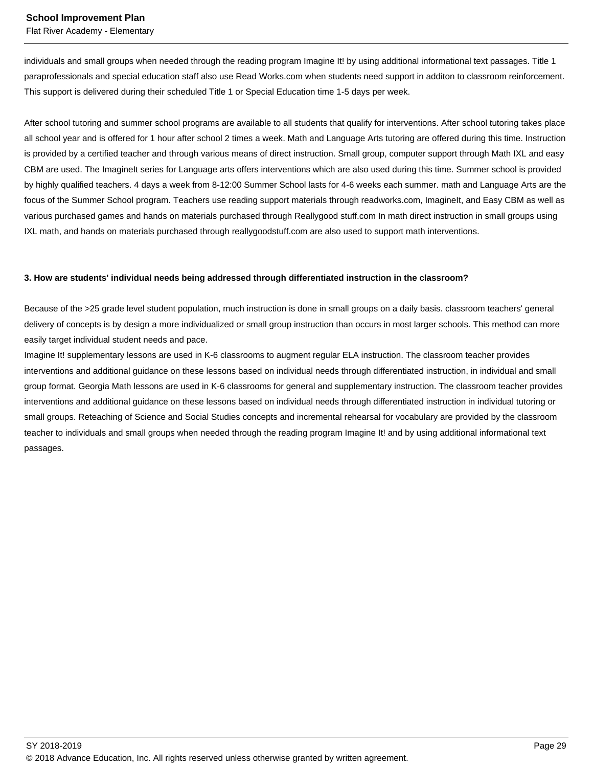individuals and small groups when needed through the reading program Imagine It! by using additional informational text passages. Title 1 paraprofessionals and special education staff also use Read Works.com when students need support in additon to classroom reinforcement. This support is delivered during their scheduled Title 1 or Special Education time 1-5 days per week.

After school tutoring and summer school programs are available to all students that qualify for interventions. After school tutoring takes place all school year and is offered for 1 hour after school 2 times a week. Math and Language Arts tutoring are offered during this time. Instruction is provided by a certified teacher and through various means of direct instruction. Small group, computer support through Math IXL and easy CBM are used. The ImagineIt series for Language arts offers interventions which are also used during this time. Summer school is provided by highly qualified teachers. 4 days a week from 8-12:00 Summer School lasts for 4-6 weeks each summer. math and Language Arts are the focus of the Summer School program. Teachers use reading support materials through readworks.com, ImagineIt, and Easy CBM as well as various purchased games and hands on materials purchased through Reallygood stuff.com In math direct instruction in small groups using IXL math, and hands on materials purchased through reallygoodstuff.com are also used to support math interventions.

**3. How are students' individual needs being addressed through differentiated instruction in the classroom?**

Because of the >25 grade level student population, much instruction is done in small groups on a daily basis. classroom teachers' general delivery of concepts is by design a more individualized or small group instruction than occurs in most larger schools. This method can more easily target individual student needs and pace.
Imagine It! supplementary lessons are used in K-6 classrooms to augment regular ELA instruction. The classroom teacher provides interventions and additional guidance on these lessons based on individual needs through differentiated instruction, in individual and small group format. Georgia Math lessons are used in K-6 classrooms for general and supplementary instruction. The classroom teacher provides interventions and additional guidance on these lessons based on individual needs through differentiated instruction in individual tutoring or small groups. Reteaching of Science and Social Studies concepts and incremental rehearsal for vocabulary are provided by the classroom teacher to individuals and small groups when needed through the reading program Imagine It! and by using additional informational text passages.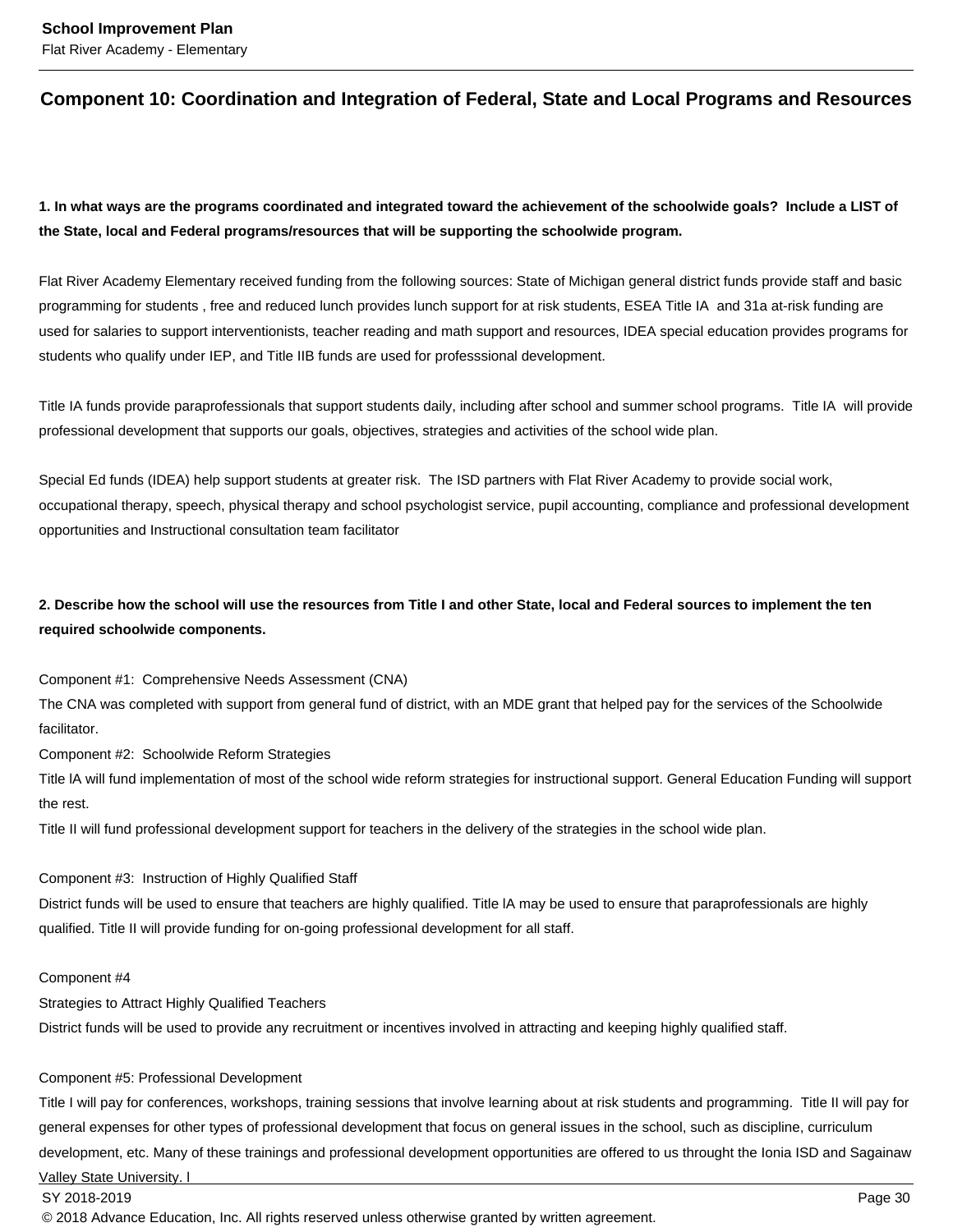## Component 10: Coordination and Integration of Federal, State and Local Programs and Resources

**1. In what ways are the programs coordinated and integrated toward the achievement of the schoolwide goals? Include a LIST of the State, local and Federal programs/resources that will be supporting the schoolwide program.**

Flat River Academy Elementary received funding from the following sources: State of Michigan general district funds provide staff and basic programming for students , free and reduced lunch provides lunch support for at risk students, ESEA Title IA and 31a at-risk funding are used for salaries to support interventionists, teacher reading and math support and resources, IDEA special education provides programs for students who qualify under IEP, and Title IIB funds are used for professsional development.

Title IA funds provide paraprofessionals that support students daily, including after school and summer school programs. Title IA will provide professional development that supports our goals, objectives, strategies and activities of the school wide plan.

Special Ed funds (IDEA) help support students at greater risk. The ISD partners with Flat River Academy to provide social work, occupational therapy, speech, physical therapy and school psychologist service, pupil accounting, compliance and professional development opportunities and Instructional consultation team facilitator

**2. Describe how the school will use the resources from Title I and other State, local and Federal sources to implement the ten required schoolwide components.**

Component #1: Comprehensive Needs Assessment (CNA)
The CNA was completed with support from general fund of district, with an MDE grant that helped pay for the services of the Schoolwide facilitator.
Component #2: Schoolwide Reform Strategies
Title lA will fund implementation of most of the school wide reform strategies for instructional support. General Education Funding will support the rest.
Title II will fund professional development support for teachers in the delivery of the strategies in the school wide plan.

Component #3: Instruction of Highly Qualified Staff
District funds will be used to ensure that teachers are highly qualified. Title lA may be used to ensure that paraprofessionals are highly qualified. Title II will provide funding for on-going professional development for all staff.

Component #4
Strategies to Attract Highly Qualified Teachers
District funds will be used to provide any recruitment or incentives involved in attracting and keeping highly qualified staff.

Component #5: Professional Development
Title I will pay for conferences, workshops, training sessions that involve learning about at risk students and programming. Title II will pay for general expenses for other types of professional development that focus on general issues in the school, such as discipline, curriculum development, etc. Many of these trainings and professional development opportunities are offered to us throught the Ionia ISD and Sagainaw Valley State University. l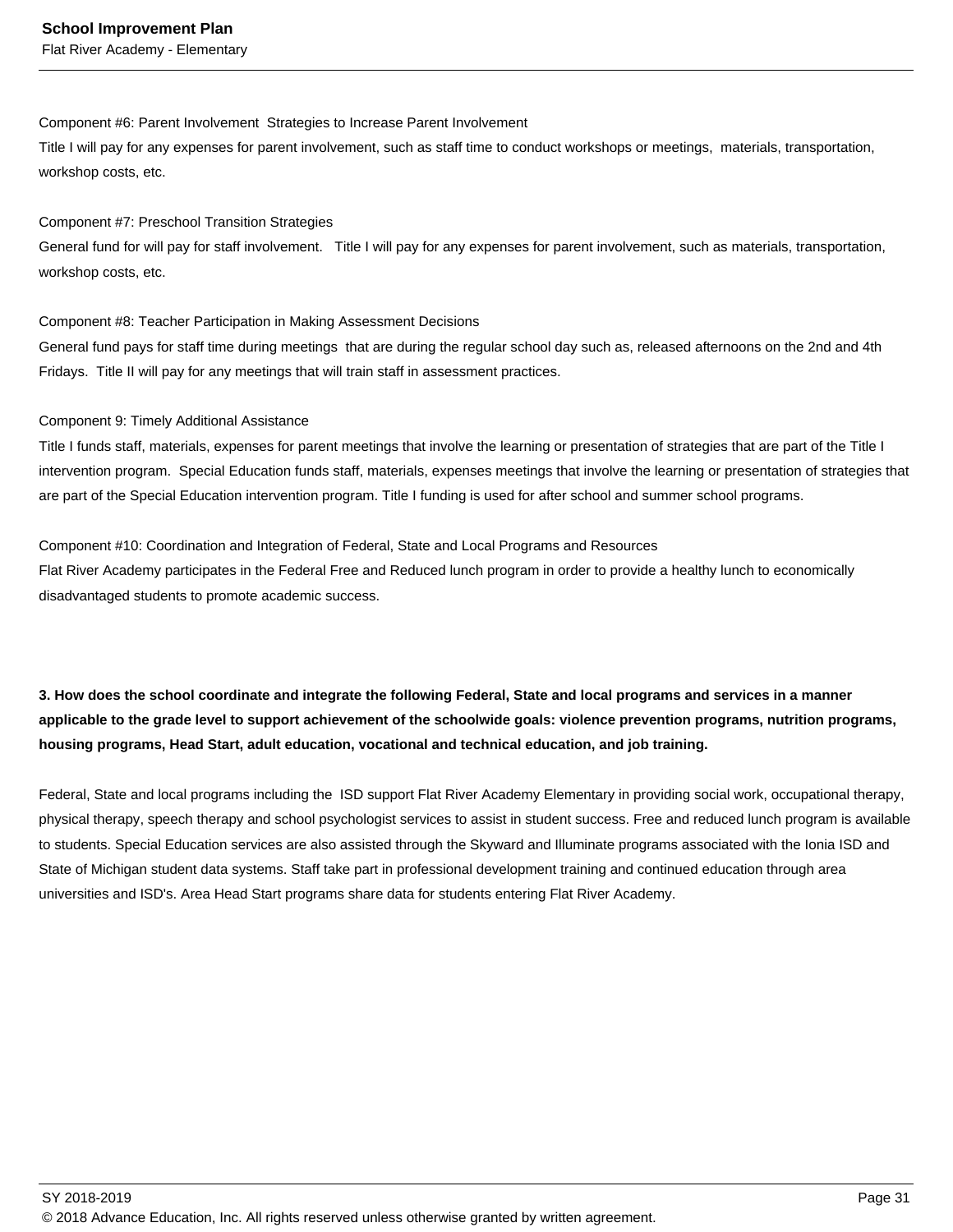Component #6: Parent Involvement  Strategies to Increase Parent Involvement
Title I will pay for any expenses for parent involvement, such as staff time to conduct workshops or meetings,  materials, transportation, workshop costs, etc.

Component #7: Preschool Transition Strategies
General fund for will pay for staff involvement.   Title I will pay for any expenses for parent involvement, such as materials, transportation, workshop costs, etc.

Component #8: Teacher Participation in Making Assessment Decisions
General fund pays for staff time during meetings  that are during the regular school day such as, released afternoons on the 2nd and 4th Fridays.  Title II will pay for any meetings that will train staff in assessment practices.

Component 9: Timely Additional Assistance
Title I funds staff, materials, expenses for parent meetings that involve the learning or presentation of strategies that are part of the Title I intervention program.  Special Education funds staff, materials, expenses meetings that involve the learning or presentation of strategies that are part of the Special Education intervention program. Title I funding is used for after school and summer school programs.

Component #10: Coordination and Integration of Federal, State and Local Programs and Resources
Flat River Academy participates in the Federal Free and Reduced lunch program in order to provide a healthy lunch to economically disadvantaged students to promote academic success.

**3. How does the school coordinate and integrate the following Federal, State and local programs and services in a manner applicable to the grade level to support achievement of the schoolwide goals: violence prevention programs, nutrition programs, housing programs, Head Start, adult education, vocational and technical education, and job training.**

Federal, State and local programs including the  ISD support Flat River Academy Elementary in providing social work, occupational therapy, physical therapy, speech therapy and school psychologist services to assist in student success. Free and reduced lunch program is available to students. Special Education services are also assisted through the Skyward and Illuminate programs associated with the Ionia ISD and State of Michigan student data systems. Staff take part in professional development training and continued education through area universities and ISD's. Area Head Start programs share data for students entering Flat River Academy.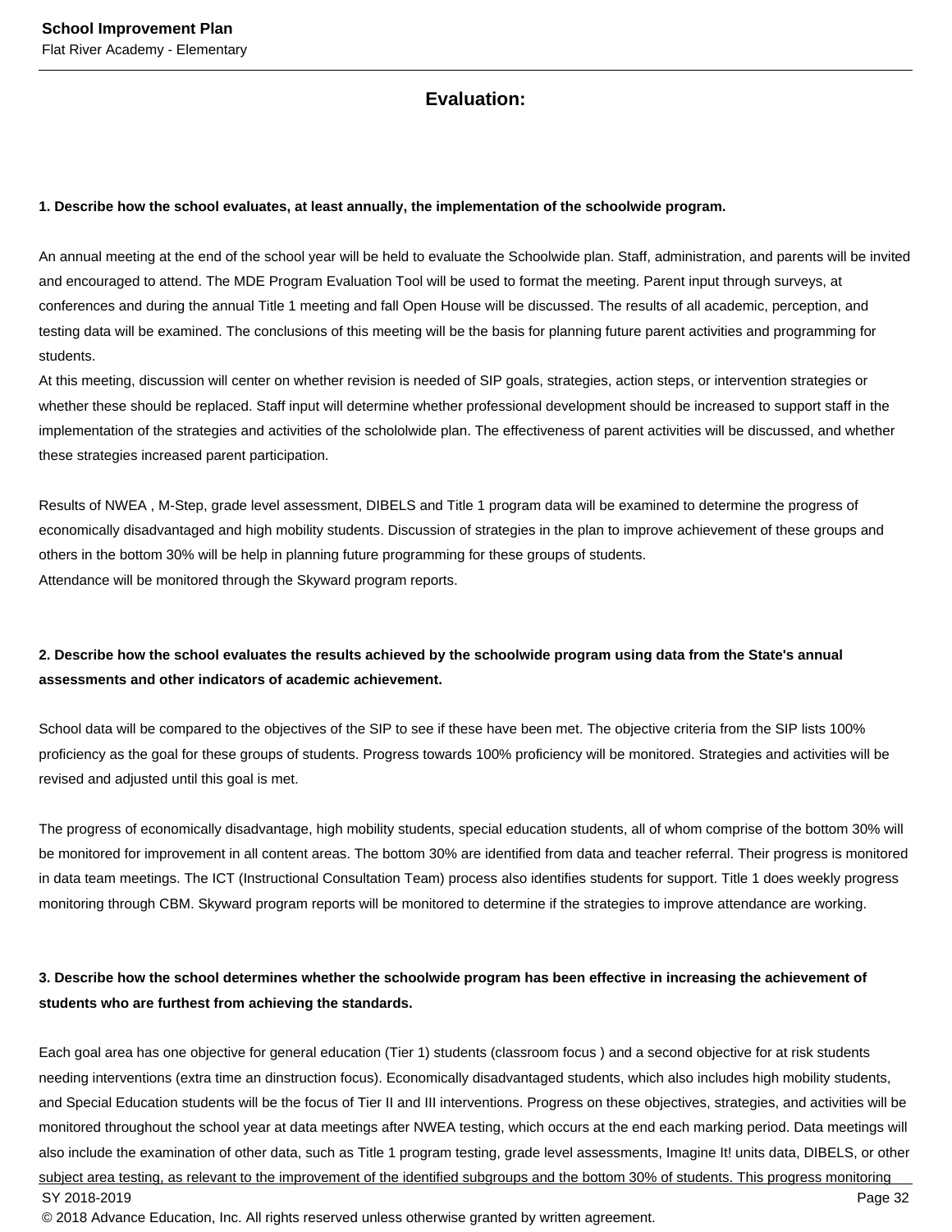## Evaluation:

**1. Describe how the school evaluates, at least annually, the implementation of the schoolwide program.**

An annual meeting at the end of the school year will be held to evaluate the Schoolwide plan. Staff, administration, and parents will be invited and encouraged to attend. The MDE Program Evaluation Tool will be used to format the meeting. Parent input through surveys, at conferences and during the annual Title 1 meeting and fall Open House will be discussed. The results of all academic, perception, and testing data will be examined. The conclusions of this meeting will be the basis for planning future parent activities and programming for students.
At this meeting, discussion will center on whether revision is needed of SIP goals, strategies, action steps, or intervention strategies or whether these should be replaced. Staff input will determine whether professional development should be increased to support staff in the implementation of the strategies and activities of the schololwide plan. The effectiveness of parent activities will be discussed, and whether these strategies increased parent participation.

Results of NWEA , M-Step, grade level assessment, DIBELS and Title 1 program data will be examined to determine the progress of economically disadvantaged and high mobility students. Discussion of strategies in the plan to improve achievement of these groups and others in the bottom 30% will be help in planning future programming for these groups of students.
Attendance will be monitored through the Skyward program reports.

**2. Describe how the school evaluates the results achieved by the schoolwide program using data from the State's annual assessments and other indicators of academic achievement.**

School data will be compared to the objectives of the SIP to see if these have been met. The objective criteria from the SIP lists 100% proficiency as the goal for these groups of students. Progress towards 100% proficiency will be monitored. Strategies and activities will be revised and adjusted until this goal is met.

The progress of economically disadvantage, high mobility students, special education students, all of whom comprise of the bottom 30% will be monitored for improvement in all content areas. The bottom 30% are identified from data and teacher referral. Their progress is monitored in data team meetings. The ICT (Instructional Consultation Team) process also identifies students for support. Title 1 does weekly progress monitoring through CBM. Skyward program reports will be monitored to determine if the strategies to improve attendance are working.

**3. Describe how the school determines whether the schoolwide program has been effective in increasing the achievement of students who are furthest from achieving the standards.**

Each goal area has one objective for general education (Tier 1) students (classroom focus ) and a second objective for at risk students needing interventions (extra time an dinstruction focus). Economically disadvantaged students, which also includes high mobility students, and Special Education students will be the focus of Tier II and III interventions. Progress on these objectives, strategies, and activities will be monitored throughout the school year at data meetings after NWEA testing, which occurs at the end each marking period. Data meetings will also include the examination of other data, such as Title 1 program testing, grade level assessments, Imagine It! units data, DIBELS, or other subject area testing, as relevant to the improvement of the identified subgroups and the bottom 30% of students. This progress monitoring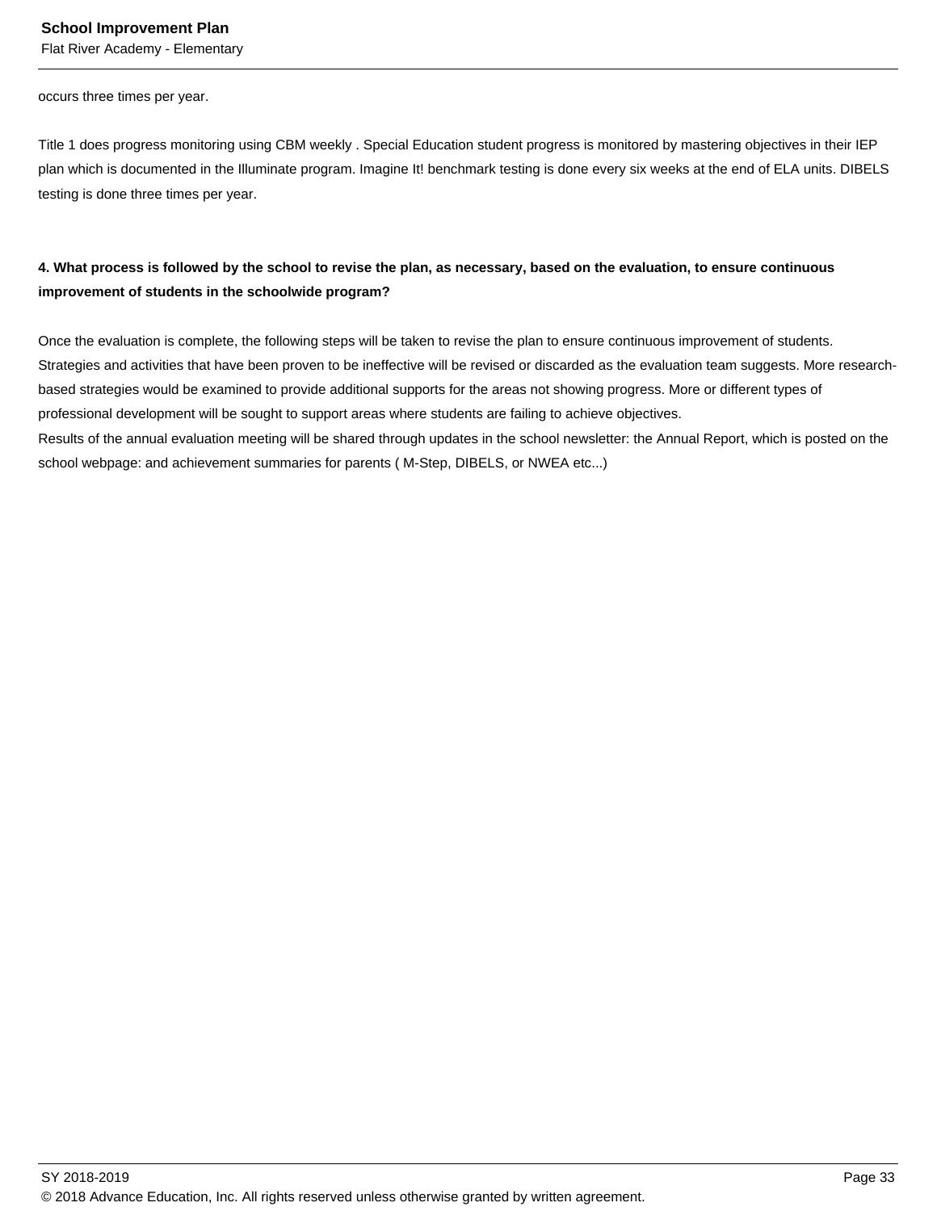occurs three times per year.

Title 1 does progress monitoring using CBM weekly . Special Education student progress is monitored by mastering objectives in their IEP plan which is documented in the Illuminate program. Imagine It! benchmark testing is done every six weeks at the end of ELA units. DIBELS testing is done three times per year.

**4. What process is followed by the school to revise the plan, as necessary, based on the evaluation, to ensure continuous improvement of students in the schoolwide program?**

Once the evaluation is complete, the following steps will be taken to revise the plan to ensure continuous improvement of students. Strategies and activities that have been proven to be ineffective will be revised or discarded as the evaluation team suggests. More research-based strategies would be examined to provide additional supports for the areas not showing progress. More or different types of professional development will be sought to support areas where students are failing to achieve objectives.
Results of the annual evaluation meeting will be shared through updates in the school newsletter: the Annual Report, which is posted on the school webpage: and achievement summaries for parents ( M-Step, DIBELS, or NWEA etc...)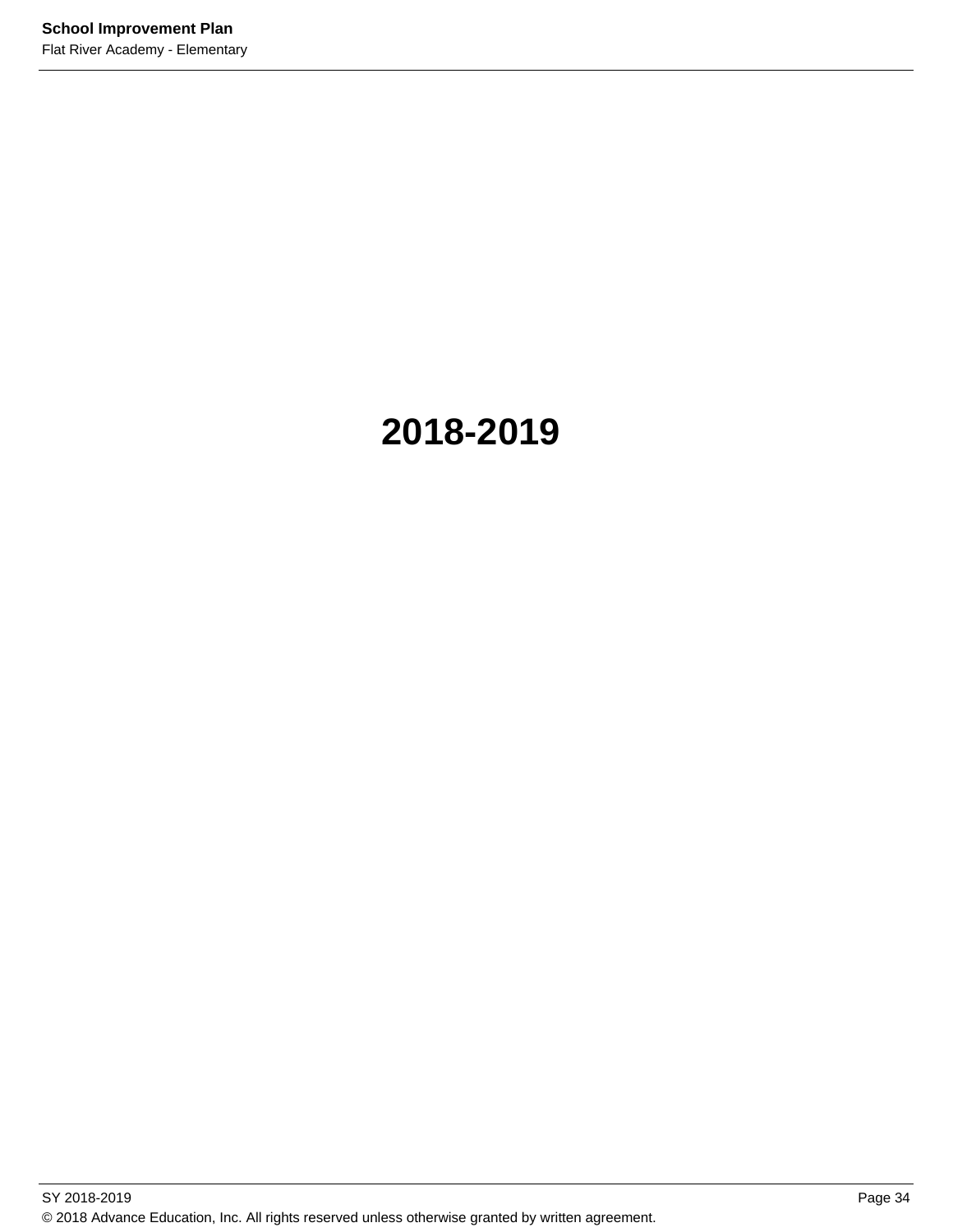# 2018-2019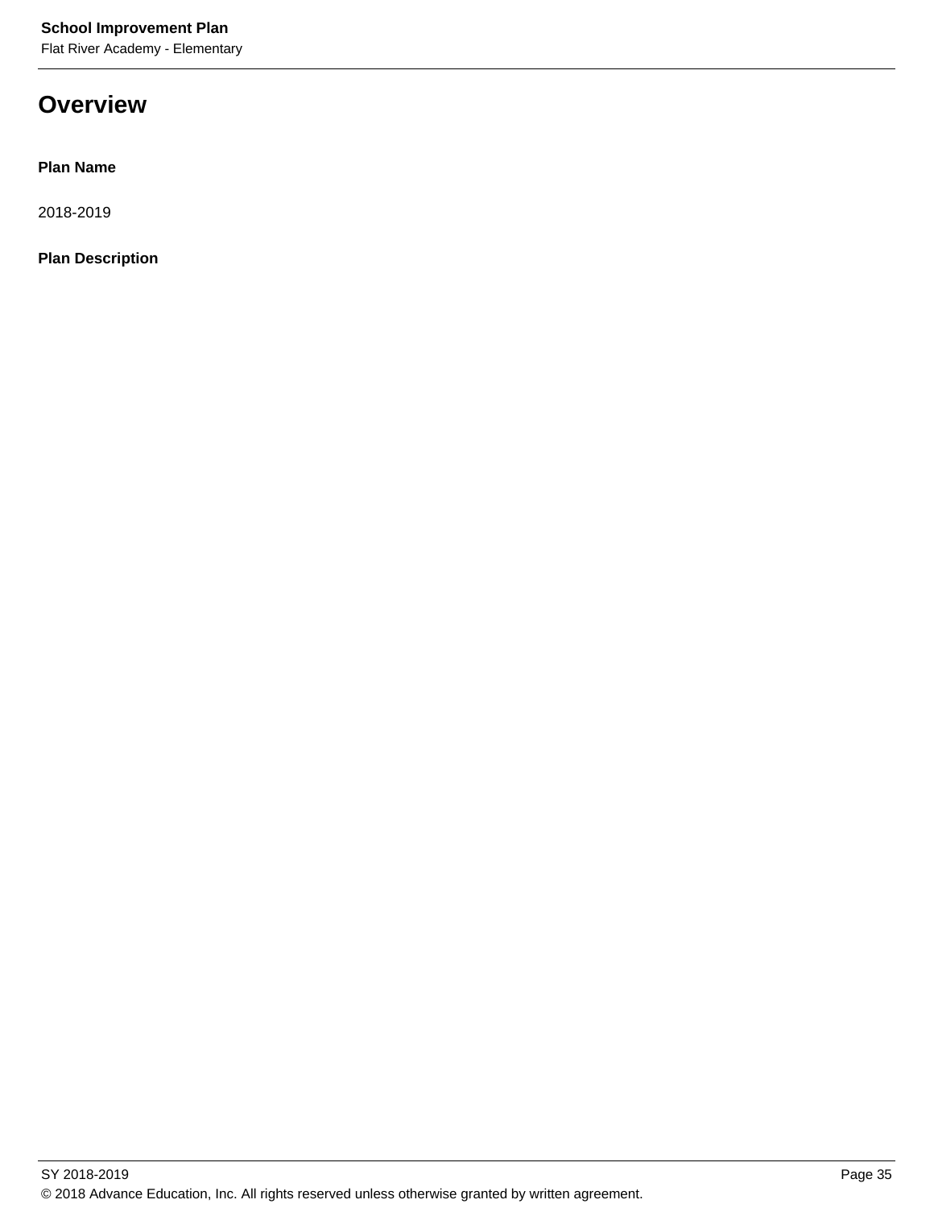# Overview

**Plan Name**

2018-2019

**Plan Description**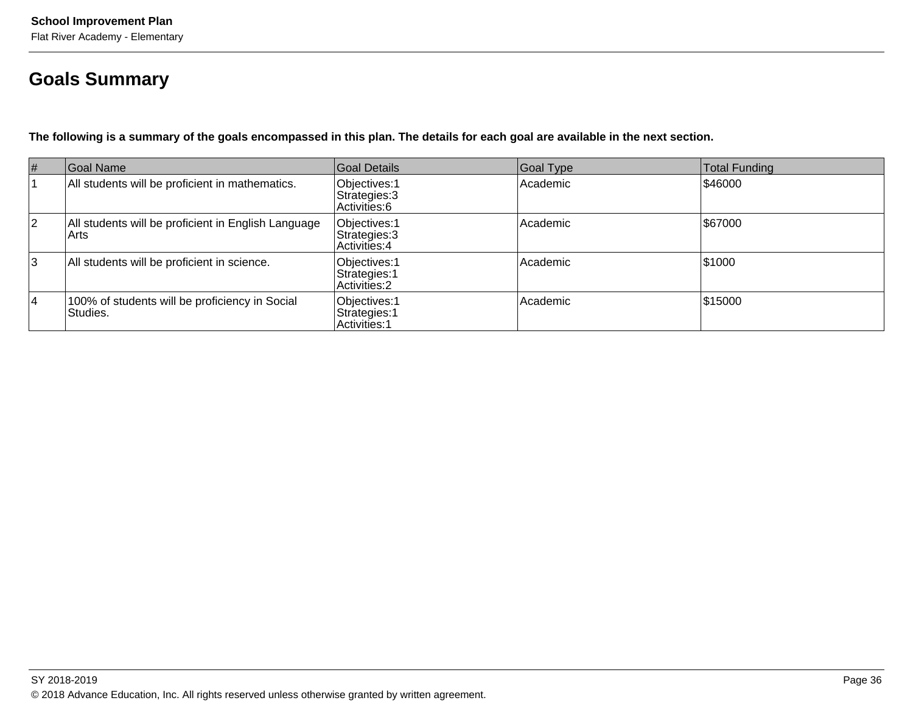## Goals Summary

**The following is a summary of the goals encompassed in this plan. The details for each goal are available in the next section.**

| # | Goal Name | Goal Details | Goal Type | Total Funding |
|---|---|---|---|---|
| 1 | All students will be proficient in mathematics. | Objectives:1<br>Strategies:3<br>Activities:6 | Academic | $46000 |
| 2 | All students will be proficient in English Language Arts | Objectives:1<br>Strategies:3<br>Activities:4 | Academic | $67000 |
| 3 | All students will be proficient in science. | Objectives:1<br>Strategies:1<br>Activities:2 | Academic | $1000 |
| 4 | 100% of students will be proficiency in Social Studies. | Objectives:1<br>Strategies:1<br>Activities:1 | Academic | $15000 |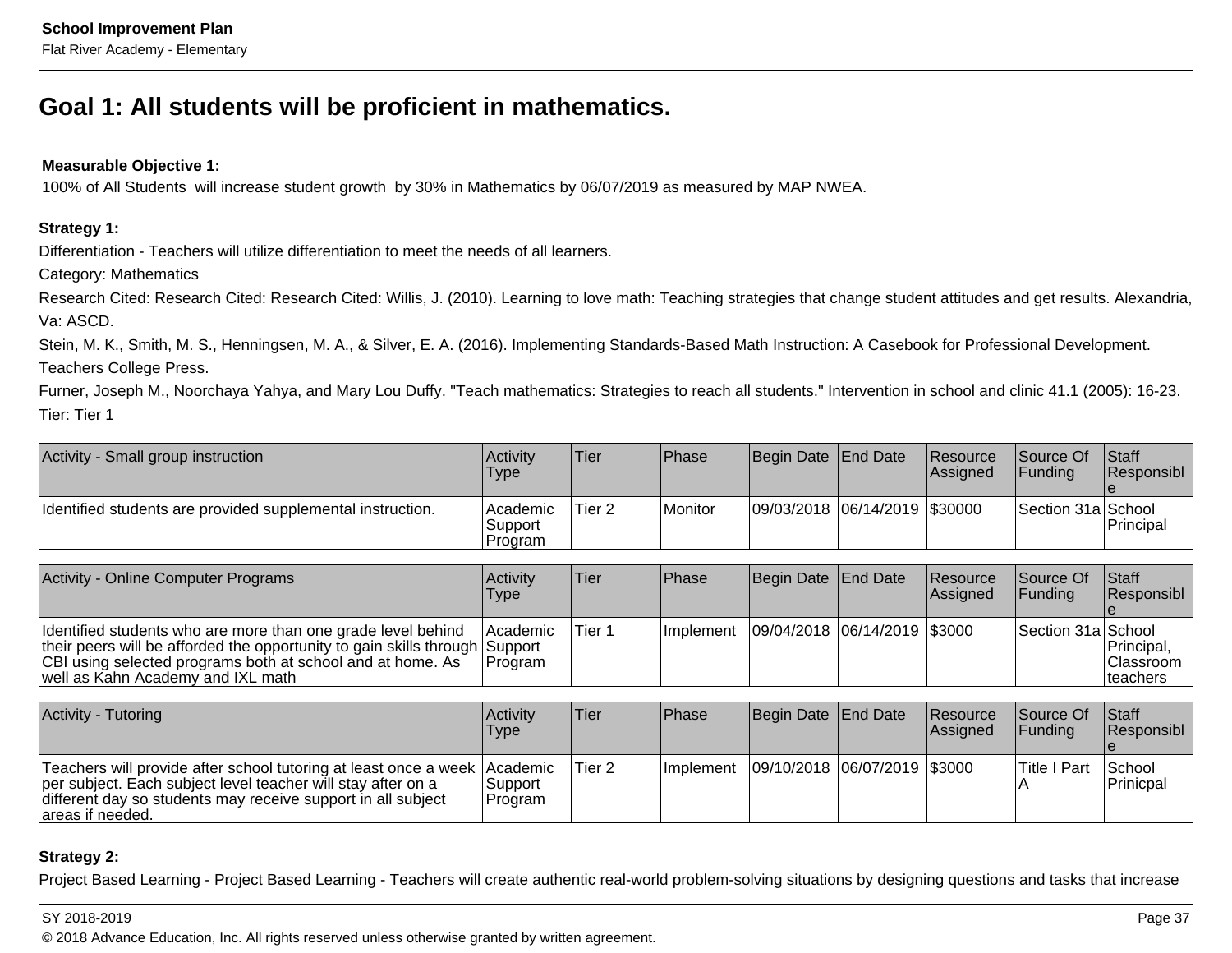## Goal 1: All students will be proficient in mathematics.

**Measurable Objective 1:**
100% of All Students will increase student growth by 30% in Mathematics by 06/07/2019 as measured by MAP NWEA.

**Strategy 1:**
Differentiation - Teachers will utilize differentiation to meet the needs of all learners.
Category: Mathematics
Research Cited: Research Cited: Research Cited: Willis, J. (2010). Learning to love math: Teaching strategies that change student attitudes and get results. Alexandria, Va: ASCD.
Stein, M. K., Smith, M. S., Henningsen, M. A., & Silver, E. A. (2016). Implementing Standards-Based Math Instruction: A Casebook for Professional Development. Teachers College Press.
Furner, Joseph M., Noorchaya Yahya, and Mary Lou Duffy. "Teach mathematics: Strategies to reach all students." Intervention in school and clinic 41.1 (2005): 16-23.
Tier: Tier 1

| Activity - Small group instruction | Activity Type | Tier | Phase | Begin Date | End Date | Resource Assigned | Source Of Funding | Staff Responsible |
|---|---|---|---|---|---|---|---|---|
| Identified students are provided supplemental instruction. | Academic Support Program | Tier 2 | Monitor | 09/03/2018 | 06/14/2019 | $30000 | Section 31a | School Principal |

| Activity - Online Computer Programs | Activity Type | Tier | Phase | Begin Date | End Date | Resource Assigned | Source Of Funding | Staff Responsible |
|---|---|---|---|---|---|---|---|---|
| Identified students who are more than one grade level behind their peers will be afforded the opportunity to gain skills through CBI using selected programs both at school and at home. As well as Kahn Academy and IXL math | Academic Support Program | Tier 1 | Implement | 09/04/2018 | 06/14/2019 | $3000 | Section 31a | School Principal, Classroom teachers |

| Activity - Tutoring | Activity Type | Tier | Phase | Begin Date | End Date | Resource Assigned | Source Of Funding | Staff Responsible |
|---|---|---|---|---|---|---|---|---|
| Teachers will provide after school tutoring at least once a week per subject. Each subject level teacher will stay after on a different day so students may receive support in all subject areas if needed. | Academic Support Program | Tier 2 | Implement | 09/10/2018 | 06/07/2019 | $3000 | Title I Part A | School Prinicpal |

**Strategy 2:**
Project Based Learning - Project Based Learning - Teachers will create authentic real-world problem-solving situations by designing questions and tasks that increase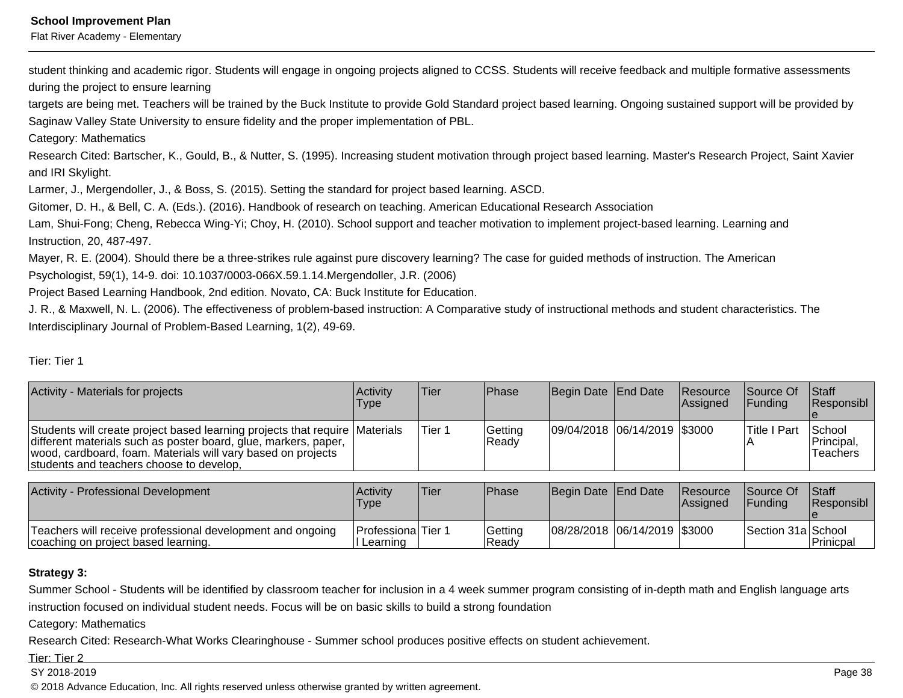student thinking and academic rigor. Students will engage in ongoing projects aligned to CCSS. Students will receive feedback and multiple formative assessments during the project to ensure learning
targets are being met. Teachers will be trained by the Buck Institute to provide Gold Standard project based learning. Ongoing sustained support will be provided by Saginaw Valley State University to ensure fidelity and the proper implementation of PBL.

Category: Mathematics

Research Cited: Bartscher, K., Gould, B., & Nutter, S. (1995). Increasing student motivation through project based learning. Master's Research Project, Saint Xavier and IRI Skylight.
Larmer, J., Mergendoller, J., & Boss, S. (2015). Setting the standard for project based learning. ASCD.
Gitomer, D. H., & Bell, C. A. (Eds.). (2016). Handbook of research on teaching. American Educational Research Association
Lam, Shui-Fong; Cheng, Rebecca Wing-Yi; Choy, H. (2010). School support and teacher motivation to implement project-based learning. Learning and Instruction, 20, 487-497.
Mayer, R. E. (2004). Should there be a three-strikes rule against pure discovery learning? The case for guided methods of instruction. The American Psychologist, 59(1), 14-9. doi: 10.1037/0003-066X.59.1.14.Mergendoller, J.R. (2006)
Project Based Learning Handbook, 2nd edition. Novato, CA: Buck Institute for Education.
J. R., & Maxwell, N. L. (2006). The effectiveness of problem-based instruction: A Comparative study of instructional methods and student characteristics. The Interdisciplinary Journal of Problem-Based Learning, 1(2), 49-69.

Tier: Tier 1

| Activity - Materials for projects | Activity Type | Tier | Phase | Begin Date | End Date | Resource Assigned | Source Of Funding | Staff Responsible |
|---|---|---|---|---|---|---|---|---|
| Students will create project based learning projects that require different materials such as poster board, glue, markers, paper, wood, cardboard, foam. Materials will vary based on projects students and teachers choose to develop, | Materials | Tier 1 | Getting Ready | 09/04/2018 | 06/14/2019 | $3000 | Title I Part A | School Principal, Teachers |

| Activity - Professional Development | Activity Type | Tier | Phase | Begin Date | End Date | Resource Assigned | Source Of Funding | Staff Responsible |
|---|---|---|---|---|---|---|---|---|
| Teachers will receive professional development and ongoing coaching on project based learning. | Professional Learning | Tier 1 | Getting Ready | 08/28/2018 | 06/14/2019 | $3000 | Section 31a | School Prinicpal |

**Strategy 3:**

Summer School - Students will be identified by classroom teacher for inclusion in a 4 week summer program consisting of in-depth math and English language arts instruction focused on individual student needs. Focus will be on basic skills to build a strong foundation

Category: Mathematics

Research Cited: Research-What Works Clearinghouse - Summer school produces positive effects on student achievement.

Tier: Tier 2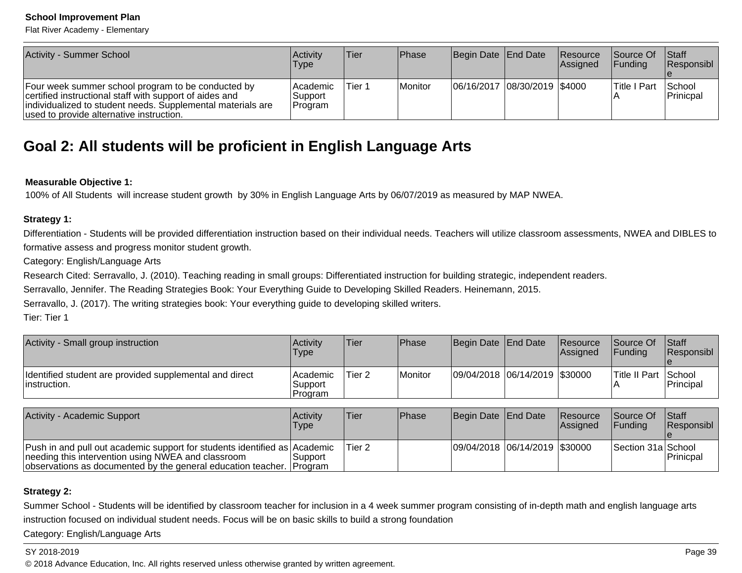| Activity - Summer School | Activity Type | Tier | Phase | Begin Date | End Date | Resource Assigned | Source Of Funding | Staff Responsible |
|---|---|---|---|---|---|---|---|---|
| Four week summer school program to be conducted by certified instructional staff with support of aides and individualized to student needs. Supplemental materials are used to provide alternative instruction. | Academic Support Program | Tier 1 | Monitor | 06/16/2017 | 08/30/2019 | $4000 | Title I Part A | School Prinicpal |

## Goal 2: All students will be proficient in English Language Arts

**Measurable Objective 1:**

100% of All Students will increase student growth by 30% in English Language Arts by 06/07/2019 as measured by MAP NWEA.

**Strategy 1:**

Differentiation - Students will be provided differentiation instruction based on their individual needs. Teachers will utilize classroom assessments, NWEA and DIBLES to formative assess and progress monitor student growth.

Category: English/Language Arts

Research Cited: Serravallo, J. (2010). Teaching reading in small groups: Differentiated instruction for building strategic, independent readers.

Serravallo, Jennifer. The Reading Strategies Book: Your Everything Guide to Developing Skilled Readers. Heinemann, 2015.

Serravallo, J. (2017). The writing strategies book: Your everything guide to developing skilled writers.

Tier: Tier 1

| Activity - Small group instruction | Activity Type | Tier | Phase | Begin Date | End Date | Resource Assigned | Source Of Funding | Staff Responsible |
|---|---|---|---|---|---|---|---|---|
| Identified student are provided supplemental and direct instruction. | Academic Support Program | Tier 2 | Monitor | 09/04/2018 | 06/14/2019 | $30000 | Title II Part A | School Principal |

| Activity - Academic Support | Activity Type | Tier | Phase | Begin Date | End Date | Resource Assigned | Source Of Funding | Staff Responsible |
|---|---|---|---|---|---|---|---|---|
| Push in and pull out academic support for students identified as needing this intervention using NWEA and classroom observations as documented by the general education teacher. | Academic Support Program | Tier 2 | | 09/04/2018 | 06/14/2019 | $30000 | Section 31a | School Prinicpal |

**Strategy 2:**

Summer School - Students will be identified by classroom teacher for inclusion in a 4 week summer program consisting of in-depth math and english language arts instruction focused on individual student needs. Focus will be on basic skills to build a strong foundation

Category: English/Language Arts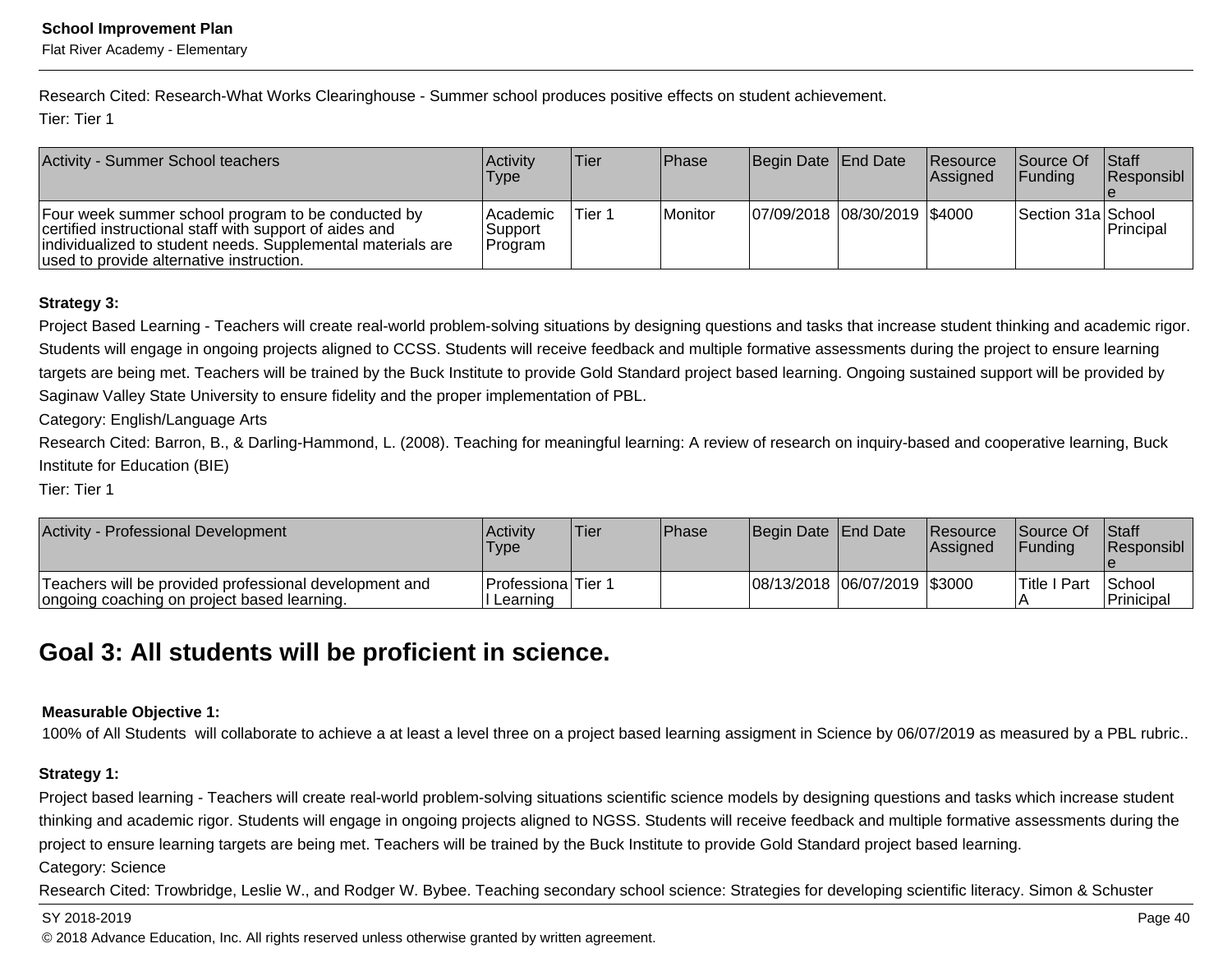Research Cited: Research-What Works Clearinghouse - Summer school produces positive effects on student achievement.

Tier: Tier 1

| Activity - Summer School teachers | Activity Type | Tier | Phase | Begin Date | End Date | Resource Assigned | Source Of Funding | Staff Responsible |
|---|---|---|---|---|---|---|---|---|
| Four week summer school program to be conducted by certified instructional staff with support of aides and individualized to student needs. Supplemental materials are used to provide alternative instruction. | Academic Support Program | Tier 1 | Monitor | 07/09/2018 | 08/30/2019 | $4000 | Section 31a | School Principal |

**Strategy 3:**

Project Based Learning - Teachers will create real-world problem-solving situations by designing questions and tasks that increase student thinking and academic rigor. Students will engage in ongoing projects aligned to CCSS. Students will receive feedback and multiple formative assessments during the project to ensure learning targets are being met. Teachers will be trained by the Buck Institute to provide Gold Standard project based learning. Ongoing sustained support will be provided by Saginaw Valley State University to ensure fidelity and the proper implementation of PBL.

Category: English/Language Arts

Research Cited: Barron, B., & Darling-Hammond, L. (2008). Teaching for meaningful learning: A review of research on inquiry-based and cooperative learning, Buck Institute for Education (BIE)

Tier: Tier 1

| Activity - Professional Development | Activity Type | Tier | Phase | Begin Date | End Date | Resource Assigned | Source Of Funding | Staff Responsible |
|---|---|---|---|---|---|---|---|---|
| Teachers will be provided professional development and ongoing coaching on project based learning. | Professional Learning | Tier 1 | | 08/13/2018 | 06/07/2019 | $3000 | Title I Part A | School Prinicipal |

## Goal 3: All students will be proficient in science.

**Measurable Objective 1:**

100% of All Students will collaborate to achieve a at least a level three on a project based learning assigment in Science by 06/07/2019 as measured by a PBL rubric..

**Strategy 1:**

Project based learning - Teachers will create real-world problem-solving situations scientific science models by designing questions and tasks which increase student thinking and academic rigor. Students will engage in ongoing projects aligned to NGSS. Students will receive feedback and multiple formative assessments during the project to ensure learning targets are being met. Teachers will be trained by the Buck Institute to provide Gold Standard project based learning.

Category: Science

Research Cited: Trowbridge, Leslie W., and Rodger W. Bybee. Teaching secondary school science: Strategies for developing scientific literacy. Simon & Schuster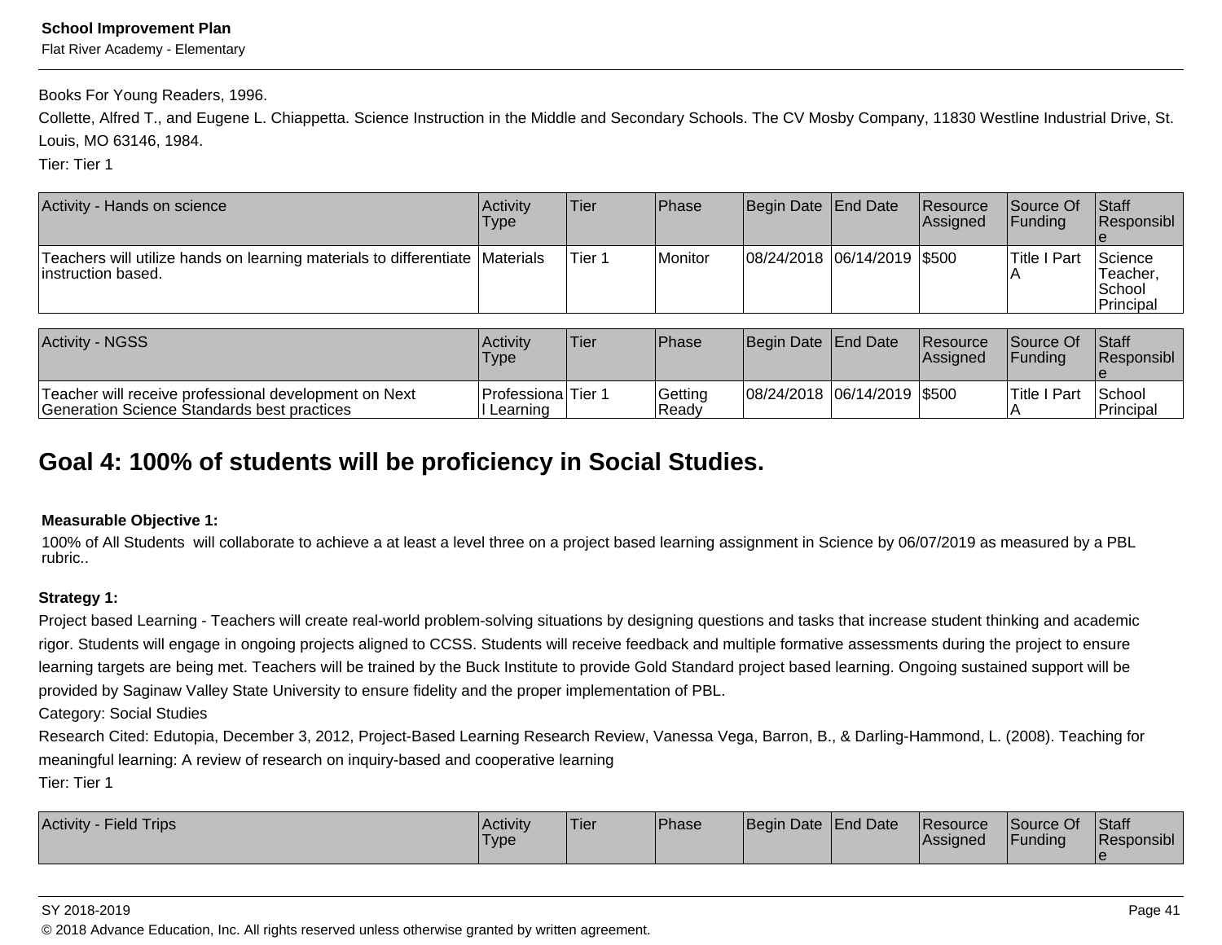Books For Young Readers, 1996.

Collette, Alfred T., and Eugene L. Chiappetta. Science Instruction in the Middle and Secondary Schools. The CV Mosby Company, 11830 Westline Industrial Drive, St. Louis, MO 63146, 1984.

Tier: Tier 1

| Activity - Hands on science | Activity Type | Tier | Phase | Begin Date | End Date | Resource Assigned | Source Of Funding | Staff Responsible |
|---|---|---|---|---|---|---|---|---|
| Teachers will utilize hands on learning materials to differentiate instruction based. | Materials | Tier 1 | Monitor | 08/24/2018 | 06/14/2019 | $500 | Title I Part A | Science Teacher, School Principal |

| Activity - NGSS | Activity Type | Tier | Phase | Begin Date | End Date | Resource Assigned | Source Of Funding | Staff Responsible |
|---|---|---|---|---|---|---|---|---|
| Teacher will receive professional development on Next Generation Science Standards best practices | Professional Learning | Tier 1 | Getting Ready | 08/24/2018 | 06/14/2019 | $500 | Title I Part A | School Principal |

## Goal 4: 100% of students will be proficiency in Social Studies.

**Measurable Objective 1:**

100% of All Students will collaborate to achieve a at least a level three on a project based learning assignment in Science by 06/07/2019 as measured by a PBL rubric..

**Strategy 1:**

Project based Learning - Teachers will create real-world problem-solving situations by designing questions and tasks that increase student thinking and academic rigor. Students will engage in ongoing projects aligned to CCSS. Students will receive feedback and multiple formative assessments during the project to ensure learning targets are being met. Teachers will be trained by the Buck Institute to provide Gold Standard project based learning. Ongoing sustained support will be provided by Saginaw Valley State University to ensure fidelity and the proper implementation of PBL.

Category: Social Studies

Research Cited: Edutopia, December 3, 2012, Project-Based Learning Research Review, Vanessa Vega, Barron, B., & Darling-Hammond, L. (2008). Teaching for meaningful learning: A review of research on inquiry-based and cooperative learning

Tier: Tier 1

| Activity - Field Trips | Activity Type | Tier | Phase | Begin Date | End Date | Resource Assigned | Source Of Funding | Staff Responsible |
|---|---|---|---|---|---|---|---|---|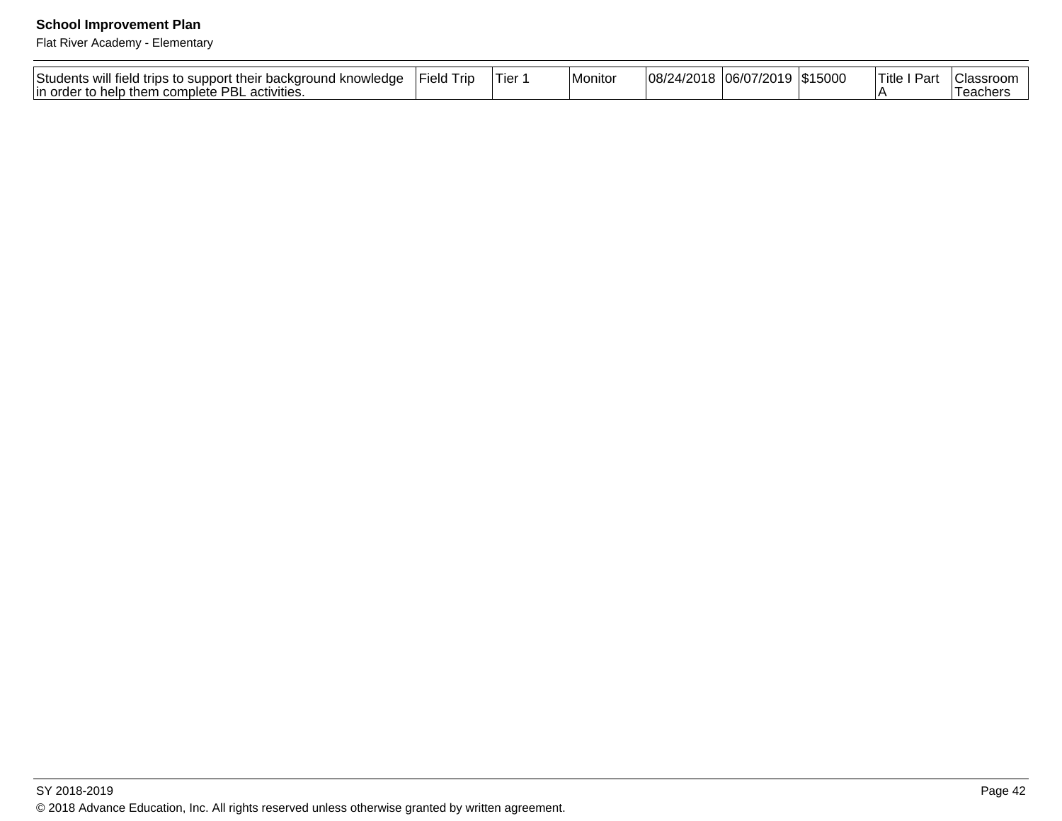| Students will field trips to support their background knowledge in order to help them complete PBL activities. | Field Trip | Tier 1 | Monitor | 08/24/2018 | 06/07/2019 | $15000 | Title I Part A | Classroom Teachers |
|---|---|---|---|---|---|---|---|---|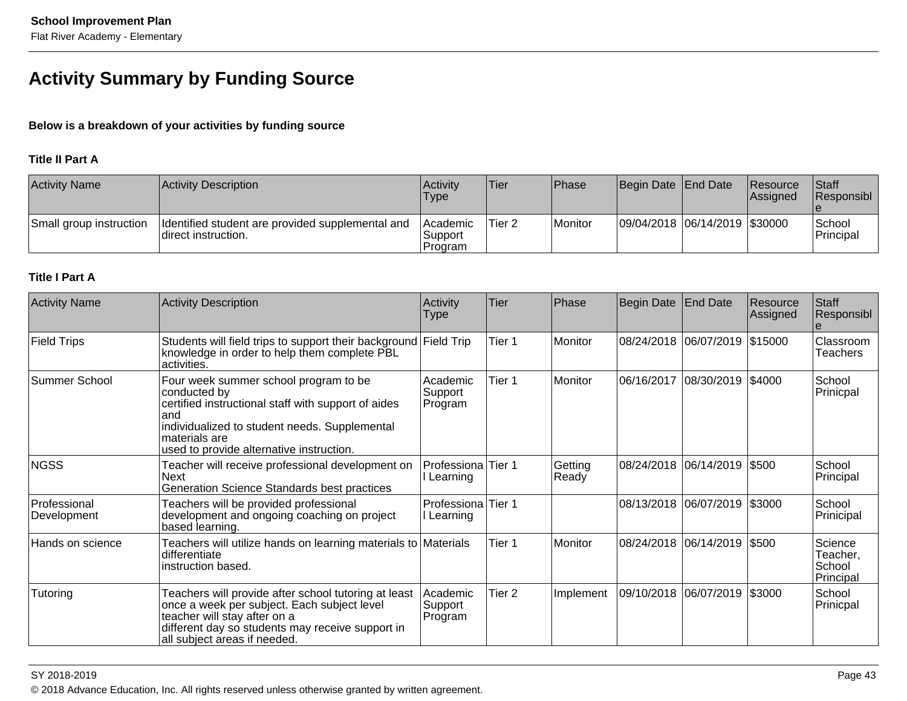# Activity Summary by Funding Source

**Below is a breakdown of your activities by funding source**

### Title II Part A

| Activity Name | Activity Description | Activity Type | Tier | Phase | Begin Date | End Date | Resource Assigned | Staff Responsible |
|---|---|---|---|---|---|---|---|---|
| Small group instruction | Identified student are provided supplemental and direct instruction. | Academic Support Program | Tier 2 | Monitor | 09/04/2018 | 06/14/2019 | $30000 | School Principal |

### Title I Part A

| Activity Name | Activity Description | Activity Type | Tier | Phase | Begin Date | End Date | Resource Assigned | Staff Responsible |
|---|---|---|---|---|---|---|---|---|
| Field Trips | Students will field trips to support their background knowledge in order to help them complete PBL activities. | Field Trip | Tier 1 | Monitor | 08/24/2018 | 06/07/2019 | $15000 | Classroom Teachers |
| Summer School | Four week summer school program to be conducted by certified instructional staff with support of aides and individualized to student needs. Supplemental materials are used to provide alternative instruction. | Academic Support Program | Tier 1 | Monitor | 06/16/2017 | 08/30/2019 | $4000 | School Prinicpal |
| NGSS | Teacher will receive professional development on Next Generation Science Standards best practices | Professional Learning | Tier 1 | Getting Ready | 08/24/2018 | 06/14/2019 | $500 | School Principal |
| Professional Development | Teachers will be provided professional development and ongoing coaching on project based learning. | Professional Learning | Tier 1 | | 08/13/2018 | 06/07/2019 | $3000 | School Prinicipal |
| Hands on science | Teachers will utilize hands on learning materials to differentiate instruction based. | Materials | Tier 1 | Monitor | 08/24/2018 | 06/14/2019 | $500 | Science Teacher, School Principal |
| Tutoring | Teachers will provide after school tutoring at least once a week per subject. Each subject level teacher will stay after on a different day so students may receive support in all subject areas if needed. | Academic Support Program | Tier 2 | Implement | 09/10/2018 | 06/07/2019 | $3000 | School Prinicpal |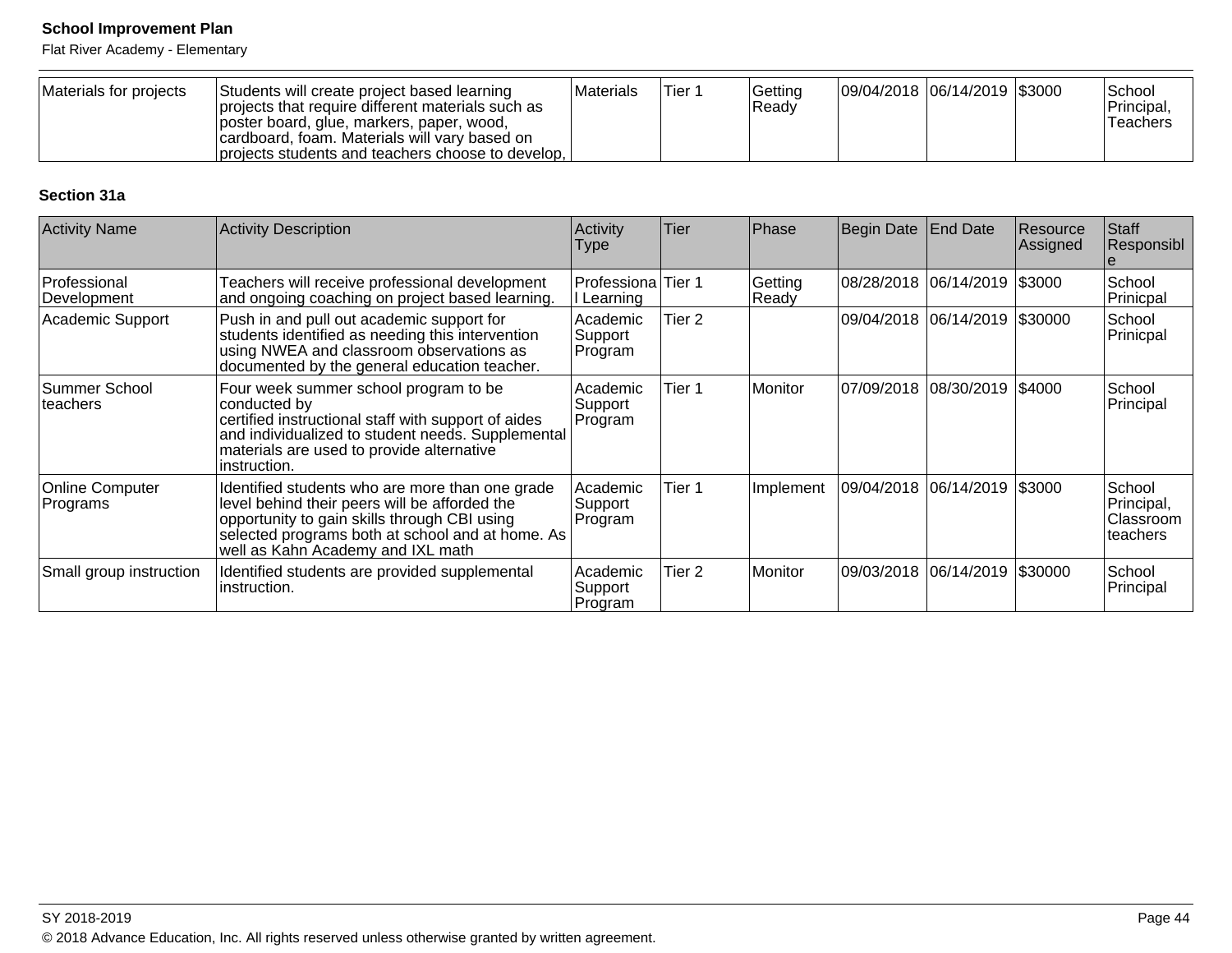| | | | | | | | | |
|---|---|---|---|---|---|---|---|---|
| Materials for projects | Students will create project based learning projects that require different materials such as poster board, glue, markers, paper, wood, cardboard, foam. Materials will vary based on projects students and teachers choose to develop, | Materials | Tier 1 | Getting Ready | 09/04/2018 | 06/14/2019 | $3000 | School Principal, Teachers |

**Section 31a**

| Activity Name | Activity Description | Activity Type | Tier | Phase | Begin Date | End Date | Resource Assigned | Staff Responsible |
|---|---|---|---|---|---|---|---|---|
| Professional Development | Teachers will receive professional development and ongoing coaching on project based learning. | Professional Learning | Tier 1 | Getting Ready | 08/28/2018 | 06/14/2019 | $3000 | School Prinicpal |
| Academic Support | Push in and pull out academic support for students identified as needing this intervention using NWEA and classroom observations as documented by the general education teacher. | Academic Support Program | Tier 2 | | 09/04/2018 | 06/14/2019 | $30000 | School Prinicpal |
| Summer School teachers | Four week summer school program to be conducted by certified instructional staff with support of aides and individualized to student needs. Supplemental materials are used to provide alternative instruction. | Academic Support Program | Tier 1 | Monitor | 07/09/2018 | 08/30/2019 | $4000 | School Principal |
| Online Computer Programs | Identified students who are more than one grade level behind their peers will be afforded the opportunity to gain skills through CBI using selected programs both at school and at home. As well as Kahn Academy and IXL math | Academic Support Program | Tier 1 | Implement | 09/04/2018 | 06/14/2019 | $3000 | School Principal, Classroom teachers |
| Small group instruction | Identified students are provided supplemental instruction. | Academic Support Program | Tier 2 | Monitor | 09/03/2018 | 06/14/2019 | $30000 | School Principal |